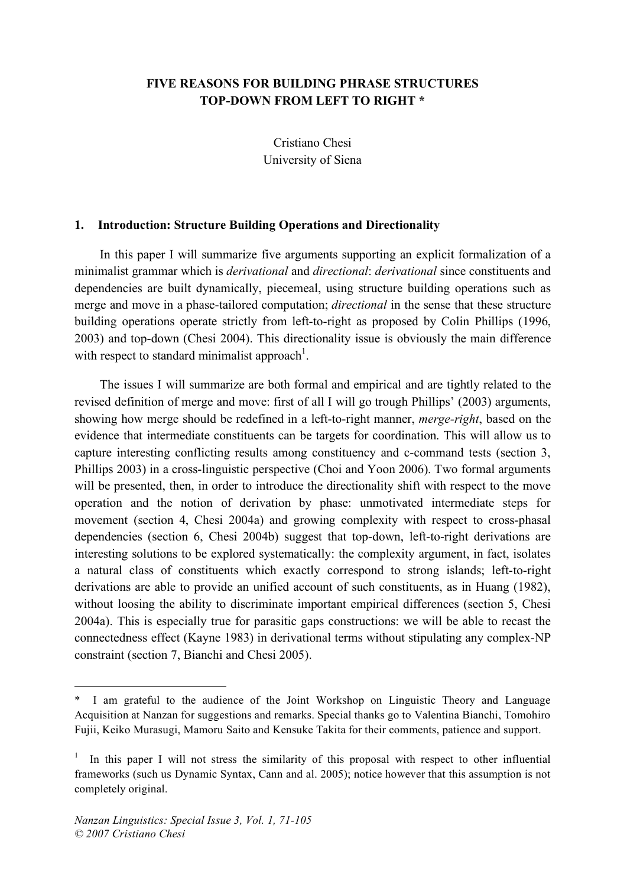# FIVE REASONS FOR BUILDING PHRASE STRUCTURES TOP-DOWN FROM LEFT TO RIGHT *

Cristiano Chesi
University of Siena

## 1. Introduction: Structure Building Operations and Directionality

In this paper I will summarize five arguments supporting an explicit formalization of a minimalist grammar which is *derivational* and *directional*: *derivational* since constituents and dependencies are built dynamically, piecemeal, using structure building operations such as merge and move in a phase-tailored computation; *directional* in the sense that these structure building operations operate strictly from left-to-right as proposed by Colin Phillips (1996, 2003) and top-down (Chesi 2004). This directionality issue is obviously the main difference with respect to standard minimalist approach[1].

The issues I will summarize are both formal and empirical and are tightly related to the revised definition of merge and move: first of all I will go trough Phillips' (2003) arguments, showing how merge should be redefined in a left-to-right manner, *merge-right*, based on the evidence that intermediate constituents can be targets for coordination. This will allow us to capture interesting conflicting results among constituency and c-command tests (section 3, Phillips 2003) in a cross-linguistic perspective (Choi and Yoon 2006). Two formal arguments will be presented, then, in order to introduce the directionality shift with respect to the move operation and the notion of derivation by phase: unmotivated intermediate steps for movement (section 4, Chesi 2004a) and growing complexity with respect to cross-phasal dependencies (section 6, Chesi 2004b) suggest that top-down, left-to-right derivations are interesting solutions to be explored systematically: the complexity argument, in fact, isolates a natural class of constituents which exactly correspond to strong islands; left-to-right derivations are able to provide an unified account of such constituents, as in Huang (1982), without loosing the ability to discriminate important empirical differences (section 5, Chesi 2004a). This is especially true for parasitic gaps constructions: we will be able to recast the connectedness effect (Kayne 1983) in derivational terms without stipulating any complex-NP constraint (section 7, Bianchi and Chesi 2005).

---

\* I am grateful to the audience of the Joint Workshop on Linguistic Theory and Language Acquisition at Nanzan for suggestions and remarks. Special thanks go to Valentina Bianchi, Tomohiro Fujii, Keiko Murasugi, Mamoru Saito and Kensuke Takita for their comments, patience and support.

[1] In this paper I will not stress the similarity of this proposal with respect to other influential frameworks (such us Dynamic Syntax, Cann and al. 2005); notice however that this assumption is not completely original.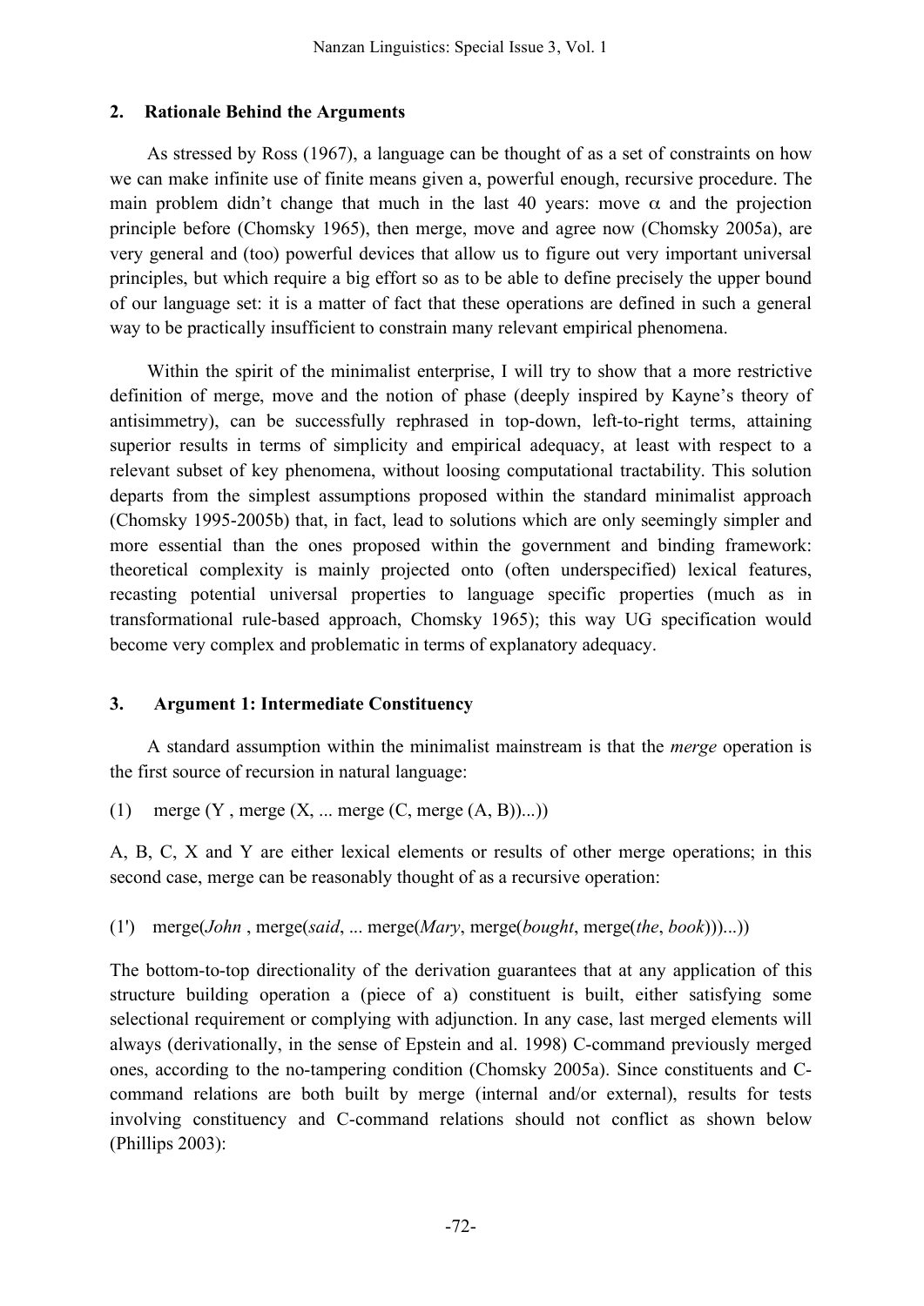## 2. Rationale Behind the Arguments

As stressed by Ross (1967), a language can be thought of as a set of constraints on how we can make infinite use of finite means given a, powerful enough, recursive procedure. The main problem didn't change that much in the last 40 years: move $\alpha$ and the projection principle before (Chomsky 1965), then merge, move and agree now (Chomsky 2005a), are very general and (too) powerful devices that allow us to figure out very important universal principles, but which require a big effort so as to be able to define precisely the upper bound of our language set: it is a matter of fact that these operations are defined in such a general way to be practically insufficient to constrain many relevant empirical phenomena.

Within the spirit of the minimalist enterprise, I will try to show that a more restrictive definition of merge, move and the notion of phase (deeply inspired by Kayne's theory of antisimmetry), can be successfully rephrased in top-down, left-to-right terms, attaining superior results in terms of simplicity and empirical adequacy, at least with respect to a relevant subset of key phenomena, without loosing computational tractability. This solution departs from the simplest assumptions proposed within the standard minimalist approach (Chomsky 1995-2005b) that, in fact, lead to solutions which are only seemingly simpler and more essential than the ones proposed within the government and binding framework: theoretical complexity is mainly projected onto (often underspecified) lexical features, recasting potential universal properties to language specific properties (much as in transformational rule-based approach, Chomsky 1965); this way UG specification would become very complex and problematic in terms of explanatory adequacy.

## 3. Argument 1: Intermediate Constituency

A standard assumption within the minimalist mainstream is that the *merge* operation is the first source of recursion in natural language:

(1) merge (Y , merge (X, ... merge (C, merge (A, B))...))

A, B, C, X and Y are either lexical elements or results of other merge operations; in this second case, merge can be reasonably thought of as a recursive operation:

(1') merge(*John* , merge(*said*, ... merge(*Mary*, merge(*bought*, merge(*the*, *book*)))...))

The bottom-to-top directionality of the derivation guarantees that at any application of this structure building operation a (piece of a) constituent is built, either satisfying some selectional requirement or complying with adjunction. In any case, last merged elements will always (derivationally, in the sense of Epstein and al. 1998) C-command previously merged ones, according to the no-tampering condition (Chomsky 2005a). Since constituents and C-command relations are both built by merge (internal and/or external), results for tests involving constituency and C-command relations should not conflict as shown below (Phillips 2003):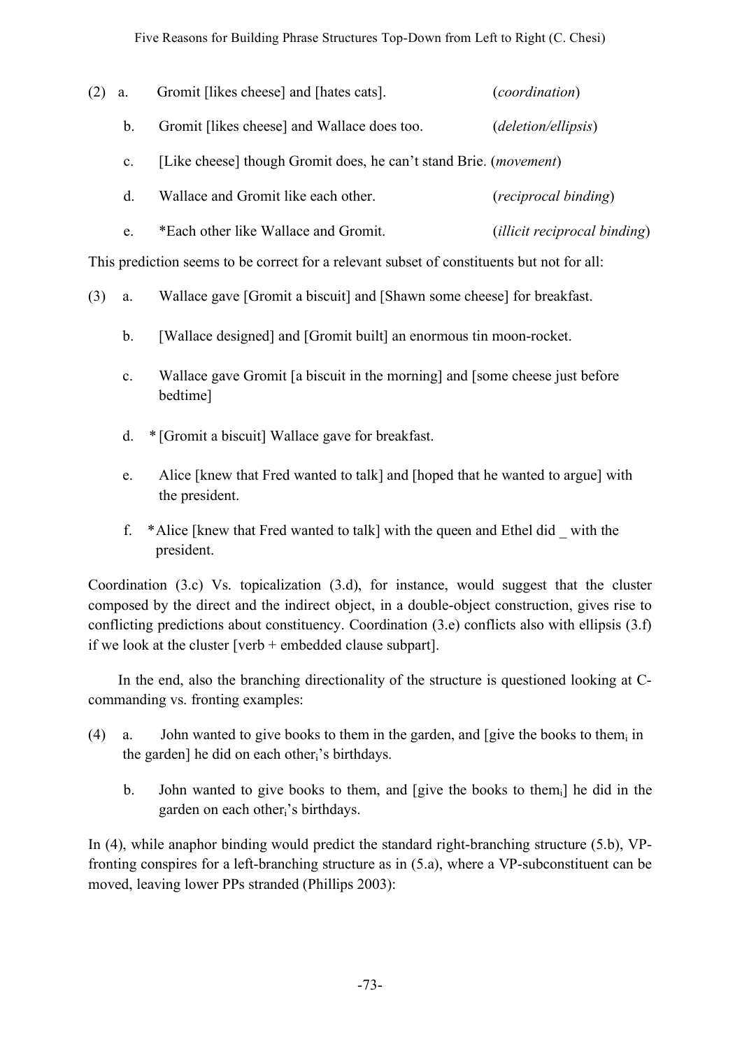(2) a. Gromit [likes cheese] and [hates cats]. (*coordination*)

b. Gromit [likes cheese] and Wallace does too. (*deletion/ellipsis*)

c. [Like cheese] though Gromit does, he can't stand Brie. (*movement*)

d. Wallace and Gromit like each other. (*reciprocal binding*)

e. *Each other like Wallace and Gromit. (*illicit reciprocal binding*)

This prediction seems to be correct for a relevant subset of constituents but not for all:

(3) a. Wallace gave [Gromit a biscuit] and [Shawn some cheese] for breakfast.

b. [Wallace designed] and [Gromit built] an enormous tin moon-rocket.

c. Wallace gave Gromit [a biscuit in the morning] and [some cheese just before bedtime]

d. * [Gromit a biscuit] Wallace gave for breakfast.

e. Alice [knew that Fred wanted to talk] and [hoped that he wanted to argue] with the president.

f. *Alice [knew that Fred wanted to talk] with the queen and Ethel did _ with the president.

Coordination (3.c) Vs. topicalization (3.d), for instance, would suggest that the cluster composed by the direct and the indirect object, in a double-object construction, gives rise to conflicting predictions about constituency. Coordination (3.e) conflicts also with ellipsis (3.f) if we look at the cluster [verb + embedded clause subpart].

In the end, also the branching directionality of the structure is questioned looking at C-commanding vs. fronting examples:

(4) a. John wanted to give books to them in the garden, and [give the books to them$_i$ in the garden] he did on each other$_i$'s birthdays.

b. John wanted to give books to them, and [give the books to them$_i$] he did in the garden on each other$_i$'s birthdays.

In (4), while anaphor binding would predict the standard right-branching structure (5.b), VP-fronting conspires for a left-branching structure as in (5.a), where a VP-subconstituent can be moved, leaving lower PPs stranded (Phillips 2003):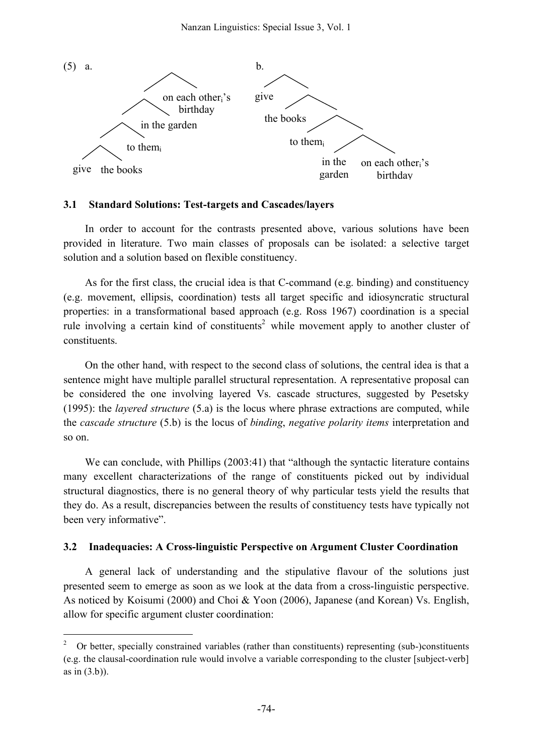(5) a. [[[[give the books] to them$_i$] in the garden] on each other$_i$'s birthday]

b. [give [the books [to them$_i$ [in the garden on each other$_i$'s birthday]]]]

### 3.1 Standard Solutions: Test-targets and Cascades/layers

In order to account for the contrasts presented above, various solutions have been provided in literature. Two main classes of proposals can be isolated: a selective target solution and a solution based on flexible constituency.

As for the first class, the crucial idea is that C-command (e.g. binding) and constituency (e.g. movement, ellipsis, coordination) tests all target specific and idiosyncratic structural properties: in a transformational based approach (e.g. Ross 1967) coordination is a special rule involving a certain kind of constituents[2] while movement apply to another cluster of constituents.

On the other hand, with respect to the second class of solutions, the central idea is that a sentence might have multiple parallel structural representation. A representative proposal can be considered the one involving layered Vs. cascade structures, suggested by Pesetsky (1995): the *layered structure* (5.a) is the locus where phrase extractions are computed, while the *cascade structure* (5.b) is the locus of *binding*, *negative polarity items* interpretation and so on.

We can conclude, with Phillips (2003:41) that "although the syntactic literature contains many excellent characterizations of the range of constituents picked out by individual structural diagnostics, there is no general theory of why particular tests yield the results that they do. As a result, discrepancies between the results of constituency tests have typically not been very informative".

### 3.2 Inadequacies: A Cross-linguistic Perspective on Argument Cluster Coordination

A general lack of understanding and the stipulative flavour of the solutions just presented seem to emerge as soon as we look at the data from a cross-linguistic perspective. As noticed by Koisumi (2000) and Choi & Yoon (2006), Japanese (and Korean) Vs. English, allow for specific argument cluster coordination:

---

[2] Or better, specially constrained variables (rather than constituents) representing (sub-)constituents (e.g. the clausal-coordination rule would involve a variable corresponding to the cluster [subject-verb] as in (3.b)).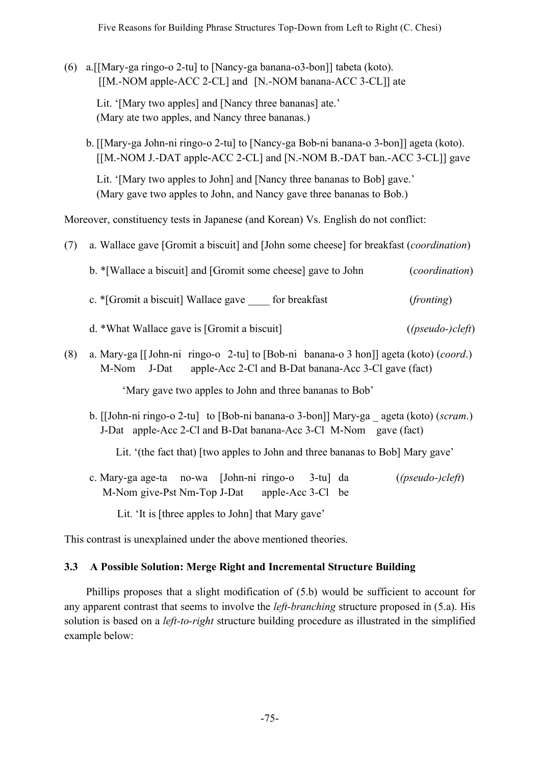(6) a.[[Mary-ga ringo-o 2-tu] to [Nancy-ga banana-o3-bon]] tabeta (koto).
   [[M.-NOM apple-ACC 2-CL] and [N.-NOM banana-ACC 3-CL]] ate

   Lit. '[Mary two apples] and [Nancy three bananas] ate.'
   (Mary ate two apples, and Nancy three bananas.)

   b. [[Mary-ga John-ni ringo-o 2-tu] to [Nancy-ga Bob-ni banana-o 3-bon]] ageta (koto).
   [[M.-NOM J.-DAT apple-ACC 2-CL] and [N.-NOM B.-DAT ban.-ACC 3-CL]] gave

   Lit. '[Mary two apples to John] and [Nancy three bananas to Bob] gave.'
   (Mary gave two apples to John, and Nancy gave three bananas to Bob.)

Moreover, constituency tests in Japanese (and Korean) Vs. English do not conflict:

(7) a. Wallace gave [Gromit a biscuit] and [John some cheese] for breakfast (*coordination*)

   b. *[Wallace a biscuit] and [Gromit some cheese] gave to John (*coordination*)

   c. *[Gromit a biscuit] Wallace gave ____ for breakfast (*fronting*)

   d. *What Wallace gave is [Gromit a biscuit] (*(pseudo-)cleft*)

(8) a. Mary-ga [[ John-ni ringo-o 2-tu] to [Bob-ni banana-o 3 hon]] ageta (koto) (*coord.*)
   M-Nom J-Dat apple-Acc 2-Cl and B-Dat banana-Acc 3-Cl gave (fact)

   'Mary gave two apples to John and three bananas to Bob'

   b. [[John-ni ringo-o 2-tu] to [Bob-ni banana-o 3-bon]] Mary-ga _ ageta (koto) (*scram.*)
   J-Dat apple-Acc 2-Cl and B-Dat banana-Acc 3-Cl M-Nom gave (fact)

   Lit. '(the fact that) [two apples to John and three bananas to Bob] Mary gave'

   c. Mary-ga age-ta no-wa [John-ni ringo-o 3-tu] da (*(pseudo-)cleft*)
   M-Nom give-Pst Nm-Top J-Dat apple-Acc 3-Cl be

   Lit. 'It is [three apples to John] that Mary gave'

This contrast is unexplained under the above mentioned theories.

### 3.3 A Possible Solution: Merge Right and Incremental Structure Building

Phillips proposes that a slight modification of (5.b) would be sufficient to account for any apparent contrast that seems to involve the *left-branching* structure proposed in (5.a). His solution is based on a *left-to-right* structure building procedure as illustrated in the simplified example below: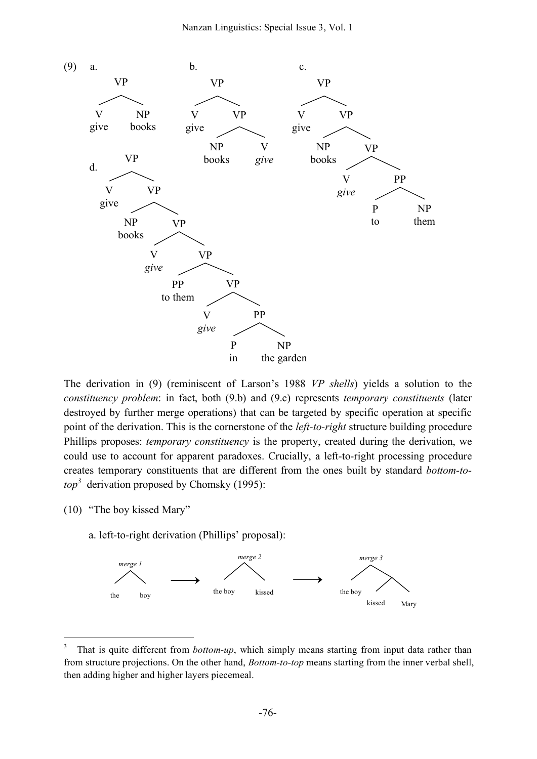(9) a.

```
        VP
       /  \
      V    NP
    give  books
```

b.

```
        VP
       /  \
      V    VP
    give  /  \
         NP    V
       books  give
```

c.

```
        VP
       /  \
      V    VP
    give  /  \
         NP    VP
       books  /  \
             V    PP
            give /  \
                P    NP
                to   them
```

d.

```
        VP
       /  \
      V    VP
    give  /  \
         NP    VP
       books  /  \
             V    VP
            give /  \
               PP    VP
            to them /  \
                   V    PP
                  give /  \
                      P    NP
                      in   the garden
```

The derivation in (9) (reminiscent of Larson's 1988 *VP shells*) yields a solution to the *constituency problem*: in fact, both (9.b) and (9.c) represents *temporary constituents* (later destroyed by further merge operations) that can be targeted by specific operation at specific point of the derivation. This is the cornerstone of the *left-to-right* structure building procedure Phillips proposes: *temporary constituency* is the property, created during the derivation, we could use to account for apparent paradoxes. Crucially, a left-to-right processing procedure creates temporary constituents that are different from the ones built by standard *bottom-to-top*[3] derivation proposed by Chomsky (1995):

(10) "The boy kissed Mary"

a. left-to-right derivation (Phillips' proposal):

```
  merge 1                merge 2                    merge 3
   /  \        →          /  \           →           /  \
 the   boy          the boy   kissed           the boy   /\
                                                   kissed  Mary
```

---

[3] That is quite different from *bottom-up*, which simply means starting from input data rather than from structure projections. On the other hand, *Bottom-to-top* means starting from the inner verbal shell, then adding higher and higher layers piecemeal.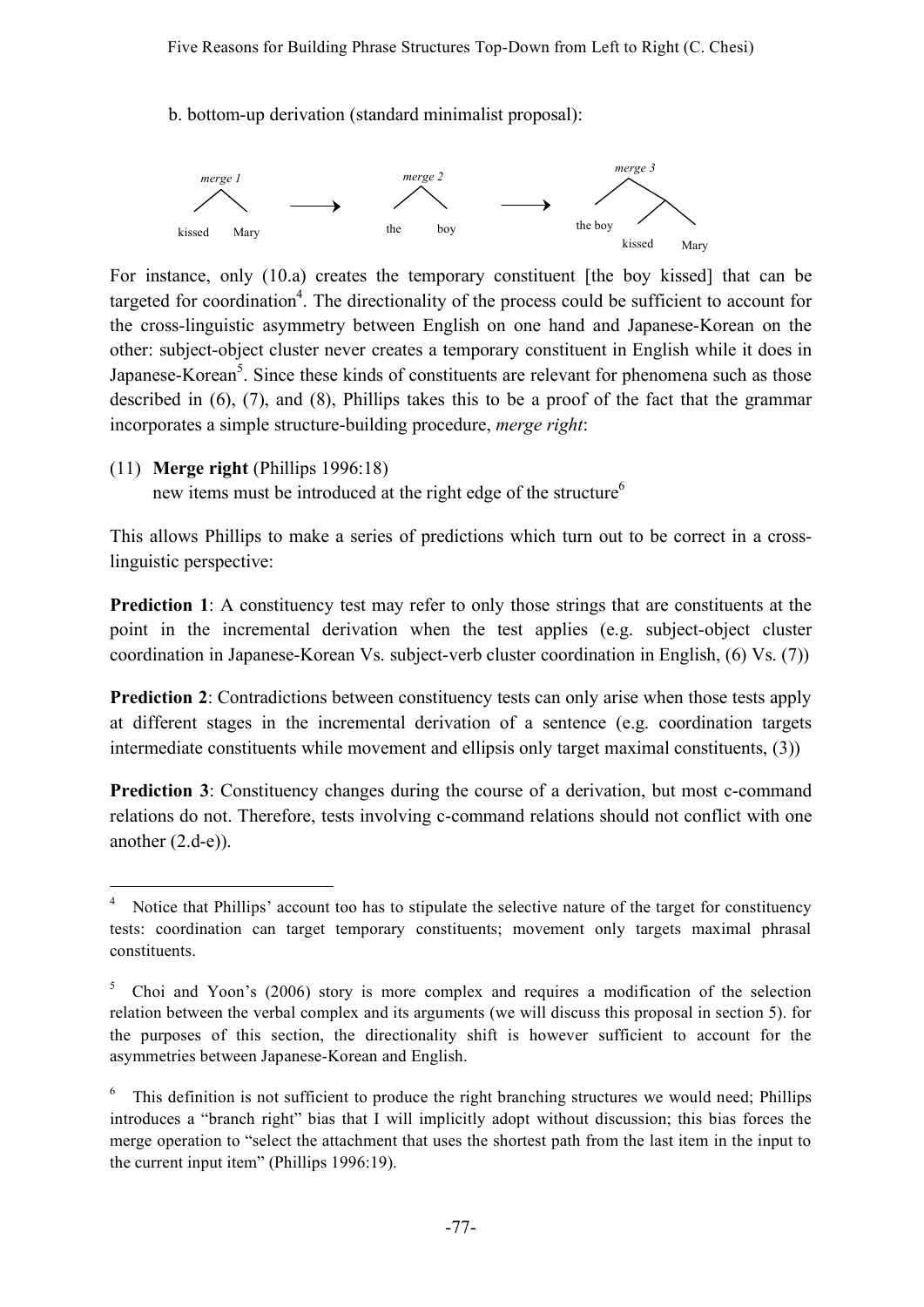b. bottom-up derivation (standard minimalist proposal):

```
   merge 1                  merge 2                  merge 3
     /\          ──→          /\          ──→          /\
kissed  Mary              the   boy            the boy   /\
                                                    kissed  Mary
```

For instance, only (10.a) creates the temporary constituent [the boy kissed] that can be targeted for coordination[4]. The directionality of the process could be sufficient to account for the cross-linguistic asymmetry between English on one hand and Japanese-Korean on the other: subject-object cluster never creates a temporary constituent in English while it does in Japanese-Korean[5]. Since these kinds of constituents are relevant for phenomena such as those described in (6), (7), and (8), Phillips takes this to be a proof of the fact that the grammar incorporates a simple structure-building procedure, *merge right*:

(11) **Merge right** (Phillips 1996:18)
new items must be introduced at the right edge of the structure[6]

This allows Phillips to make a series of predictions which turn out to be correct in a cross-linguistic perspective:

**Prediction 1**: A constituency test may refer to only those strings that are constituents at the point in the incremental derivation when the test applies (e.g. subject-object cluster coordination in Japanese-Korean Vs. subject-verb cluster coordination in English, (6) Vs. (7))

**Prediction 2**: Contradictions between constituency tests can only arise when those tests apply at different stages in the incremental derivation of a sentence (e.g. coordination targets intermediate constituents while movement and ellipsis only target maximal constituents, (3))

**Prediction 3**: Constituency changes during the course of a derivation, but most c-command relations do not. Therefore, tests involving c-command relations should not conflict with one another (2.d-e)).

---

[4] Notice that Phillips' account too has to stipulate the selective nature of the target for constituency tests: coordination can target temporary constituents; movement only targets maximal phrasal constituents.

[5] Choi and Yoon's (2006) story is more complex and requires a modification of the selection relation between the verbal complex and its arguments (we will discuss this proposal in section 5). for the purposes of this section, the directionality shift is however sufficient to account for the asymmetries between Japanese-Korean and English.

[6] This definition is not sufficient to produce the right branching structures we would need; Phillips introduces a "branch right" bias that I will implicitly adopt without discussion; this bias forces the merge operation to "select the attachment that uses the shortest path from the last item in the input to the current input item" (Phillips 1996:19).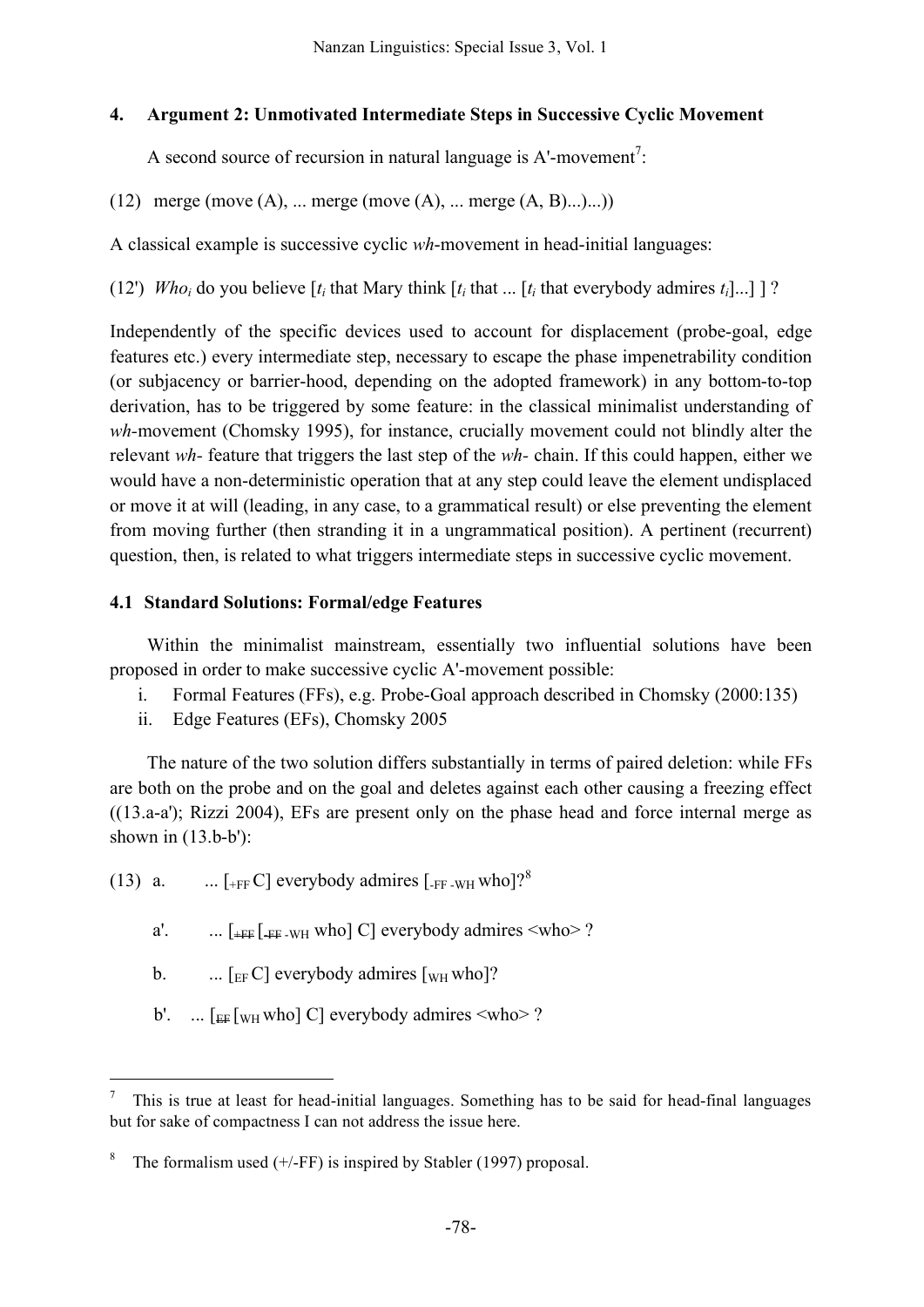## 4. Argument 2: Unmotivated Intermediate Steps in Successive Cyclic Movement

A second source of recursion in natural language is A'-movement[7]:

(12) merge (move (A), ... merge (move (A), ... merge (A, B)...)...))

A classical example is successive cyclic *wh*-movement in head-initial languages:

(12') *Who*$_i$ do you believe [$t_i$ that Mary think [$t_i$ that ... [$t_i$ that everybody admires $t_i$]...] ] ?

Independently of the specific devices used to account for displacement (probe-goal, edge features etc.) every intermediate step, necessary to escape the phase impenetrability condition (or subjacency or barrier-hood, depending on the adopted framework) in any bottom-to-top derivation, has to be triggered by some feature: in the classical minimalist understanding of *wh*-movement (Chomsky 1995), for instance, crucially movement could not blindly alter the relevant *wh*- feature that triggers the last step of the *wh*- chain. If this could happen, either we would have a non-deterministic operation that at any step could leave the element undisplaced or move it at will (leading, in any case, to a grammatical result) or else preventing the element from moving further (then stranding it in a ungrammatical position). A pertinent (recurrent) question, then, is related to what triggers intermediate steps in successive cyclic movement.

### 4.1 Standard Solutions: Formal/edge Features

Within the minimalist mainstream, essentially two influential solutions have been proposed in order to make successive cyclic A'-movement possible:

i. Formal Features (FFs), e.g. Probe-Goal approach described in Chomsky (2000:135)
ii. Edge Features (EFs), Chomsky 2005

The nature of the two solution differs substantially in terms of paired deletion: while FFs are both on the probe and on the goal and deletes against each other causing a freezing effect ((13.a-a'); Rizzi 2004), EFs are present only on the phase head and force internal merge as shown in (13.b-b'):

(13) a. ... [$_{+FF}$ C] everybody admires [$_{-FF\ -WH}$ who]?[8]

a'. ... [$_{\sout{+FF}}$ [$_{\sout{-FF}\ -WH}$ who] C] everybody admires <who> ?

b. ... [$_{EF}$ C] everybody admires [$_{WH}$ who]?

b'. ... [$_{\sout{EF}}$ [$_{WH}$ who] C] everybody admires <who> ?

---

[7] This is true at least for head-initial languages. Something has to be said for head-final languages but for sake of compactness I can not address the issue here.

[8] The formalism used (+/-FF) is inspired by Stabler (1997) proposal.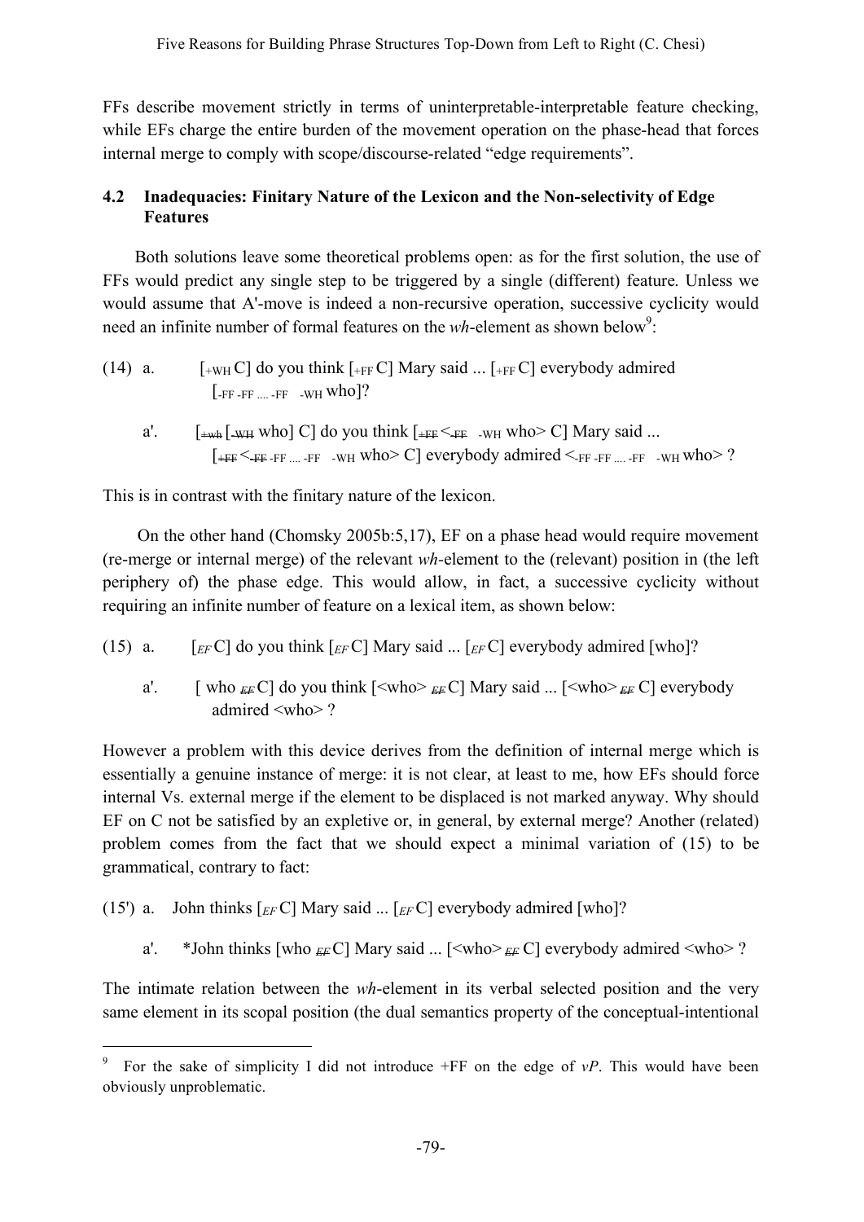FFs describe movement strictly in terms of uninterpretable-interpretable feature checking, while EFs charge the entire burden of the movement operation on the phase-head that forces internal merge to comply with scope/discourse-related "edge requirements".

### 4.2 Inadequacies: Finitary Nature of the Lexicon and the Non-selectivity of Edge Features

Both solutions leave some theoretical problems open: as for the first solution, the use of FFs would predict any single step to be triggered by a single (different) feature. Unless we would assume that A'-move is indeed a non-recursive operation, successive cyclicity would need an infinite number of formal features on the *wh*-element as shown below[9]:

(14) a. $[_{+WH}$ C] do you think $[_{+FF}$ C] Mary said ... $[_{+FF}$ C] everybody admired $[_{-FF\ -FF\ ....\ -FF\ \ -WH}$ who]?

a'. $[_{\not{+wh}}$ $[_{\not{-WH}}$ who] C] do you think $[_{\not{+FF}}$ $<_{\not{-FF}\ \ -WH}$ who> C] Mary said ... $[_{\not{+FF}}$ $<_{\not{-FF}\ -FF\ ....\ -FF\ \ -WH}$ who> C] everybody admired $<_{-FF\ -FF\ ....\ -FF\ \ -WH}$ who> ?

This is in contrast with the finitary nature of the lexicon.

On the other hand (Chomsky 2005b:5,17), EF on a phase head would require movement (re-merge or internal merge) of the relevant *wh*-element to the (relevant) position in (the left periphery of) the phase edge. This would allow, in fact, a successive cyclicity without requiring an infinite number of feature on a lexical item, as shown below:

(15) a. $[_{EF}$ C] do you think $[_{EF}$ C] Mary said ... $[_{EF}$ C] everybody admired [who]?

a'. [ who $_{\not{EF}}$ C] do you think [<who> $_{\not{EF}}$ C] Mary said ... [<who> $_{\not{EF}}$ C] everybody admired <who> ?

However a problem with this device derives from the definition of internal merge which is essentially a genuine instance of merge: it is not clear, at least to me, how EFs should force internal Vs. external merge if the element to be displaced is not marked anyway. Why should EF on C not be satisfied by an expletive or, in general, by external merge? Another (related) problem comes from the fact that we should expect a minimal variation of (15) to be grammatical, contrary to fact:

(15') a. John thinks $[_{EF}$ C] Mary said ... $[_{EF}$ C] everybody admired [who]?

a'. *John thinks [who $_{\not{EF}}$ C] Mary said ... [<who> $_{\not{EF}}$ C] everybody admired <who> ?

The intimate relation between the *wh*-element in its verbal selected position and the very same element in its scopal position (the dual semantics property of the conceptual-intentional

[9] For the sake of simplicity I did not introduce +FF on the edge of *vP*. This would have been obviously unproblematic.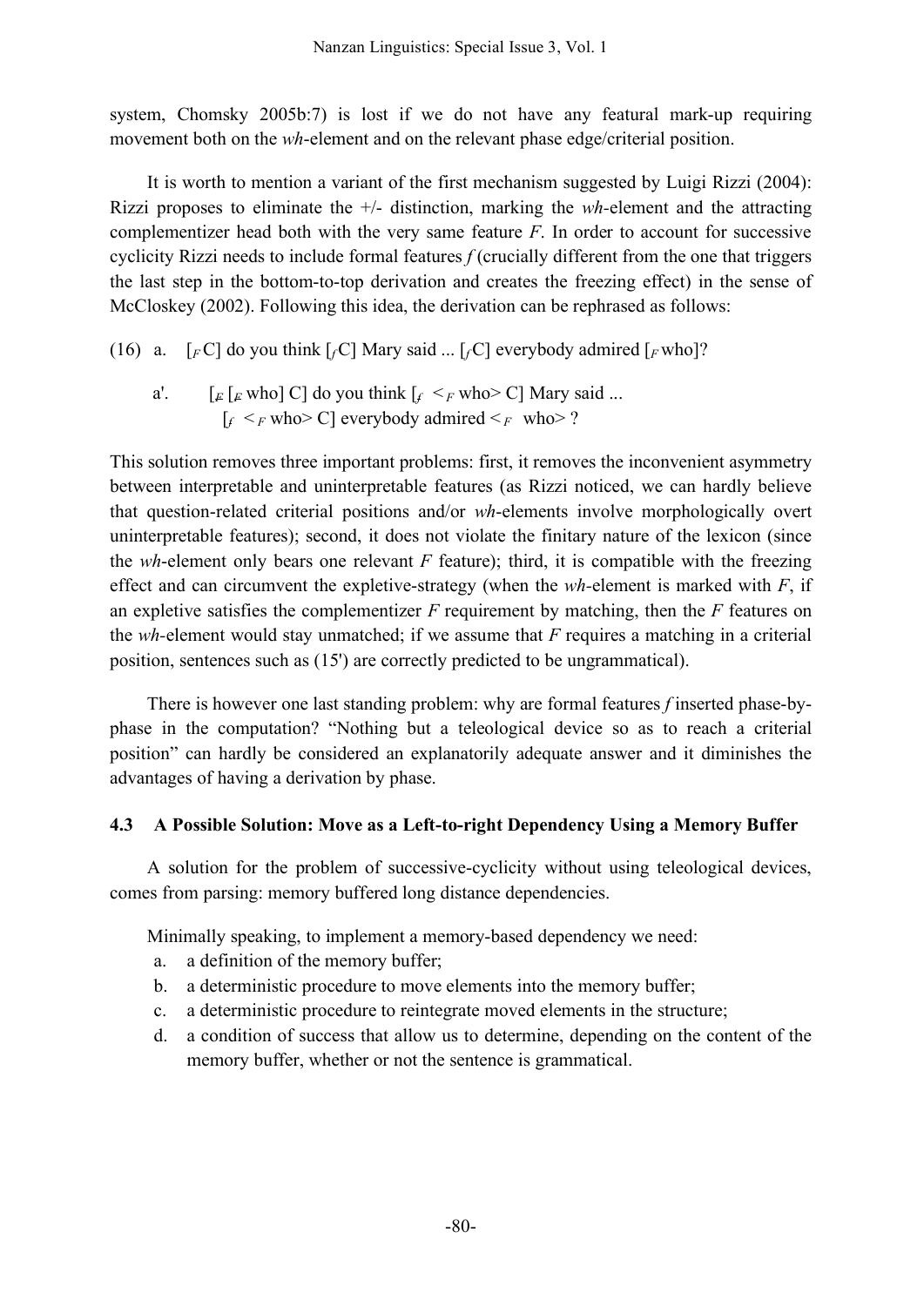system, Chomsky 2005b:7) is lost if we do not have any featural mark-up requiring movement both on the *wh*-element and on the relevant phase edge/criterial position.

It is worth to mention a variant of the first mechanism suggested by Luigi Rizzi (2004): Rizzi proposes to eliminate the +/- distinction, marking the *wh*-element and the attracting complementizer head both with the very same feature *F*. In order to account for successive cyclicity Rizzi needs to include formal features *f* (crucially different from the one that triggers the last step in the bottom-to-top derivation and creates the freezing effect) in the sense of McCloskey (2002). Following this idea, the derivation can be rephrased as follows:

(16) a. $[_F$ C] do you think $[_f$ C] Mary said ... $[_f$ C] everybody admired $[_F$ who]?

a'. $[_{F}$ $[_{F}$ who] C] do you think $[_f$ $<_F$ who> C] Mary said ... $[_f$ $<_F$ who> C] everybody admired $<_F$ who> ?

This solution removes three important problems: first, it removes the inconvenient asymmetry between interpretable and uninterpretable features (as Rizzi noticed, we can hardly believe that question-related criterial positions and/or *wh*-elements involve morphologically overt uninterpretable features); second, it does not violate the finitary nature of the lexicon (since the *wh*-element only bears one relevant *F* feature); third, it is compatible with the freezing effect and can circumvent the expletive-strategy (when the *wh*-element is marked with *F*, if an expletive satisfies the complementizer *F* requirement by matching, then the *F* features on the *wh*-element would stay unmatched; if we assume that *F* requires a matching in a criterial position, sentences such as (15') are correctly predicted to be ungrammatical).

There is however one last standing problem: why are formal features *f* inserted phase-by-phase in the computation? "Nothing but a teleological device so as to reach a criterial position" can hardly be considered an explanatorily adequate answer and it diminishes the advantages of having a derivation by phase.

### 4.3 A Possible Solution: Move as a Left-to-right Dependency Using a Memory Buffer

A solution for the problem of successive-cyclicity without using teleological devices, comes from parsing: memory buffered long distance dependencies.

Minimally speaking, to implement a memory-based dependency we need:

a. a definition of the memory buffer;
b. a deterministic procedure to move elements into the memory buffer;
c. a deterministic procedure to reintegrate moved elements in the structure;
d. a condition of success that allow us to determine, depending on the content of the memory buffer, whether or not the sentence is grammatical.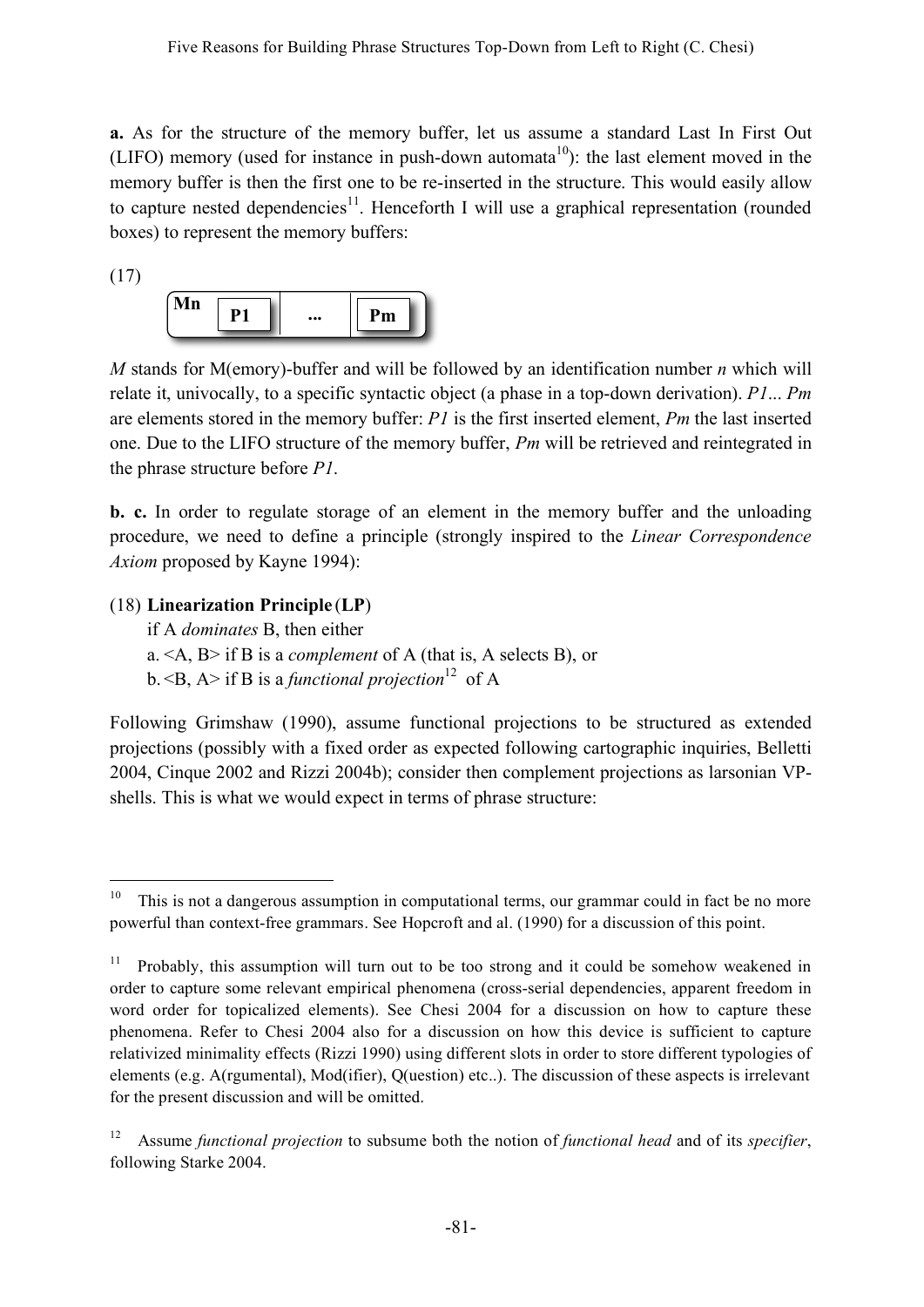**a.** As for the structure of the memory buffer, let us assume a standard Last In First Out (LIFO) memory (used for instance in push-down automata[10]): the last element moved in the memory buffer is then the first one to be re-inserted in the structure. This would easily allow to capture nested dependencies[11]. Henceforth I will use a graphical representation (rounded boxes) to represent the memory buffers:

(17)

| **Mn** **P1** | **...** | **Pm** |
|---|---|---|

*M* stands for M(emory)-buffer and will be followed by an identification number *n* which will relate it, univocally, to a specific syntactic object (a phase in a top-down derivation). *P1... Pm* are elements stored in the memory buffer: *P1* is the first inserted element, *Pm* the last inserted one. Due to the LIFO structure of the memory buffer, *Pm* will be retrieved and reintegrated in the phrase structure before *P1*.

**b. c.** In order to regulate storage of an element in the memory buffer and the unloading procedure, we need to define a principle (strongly inspired to the *Linear Correspondence Axiom* proposed by Kayne 1994):

(18) **Linearization Principle** (**LP**)
 if A *dominates* B, then either
 a. <A, B> if B is a *complement* of A (that is, A selects B), or
 b. <B, A> if B is a *functional projection*[12] of A

Following Grimshaw (1990), assume functional projections to be structured as extended projections (possibly with a fixed order as expected following cartographic inquiries, Belletti 2004, Cinque 2002 and Rizzi 2004b); consider then complement projections as larsonian VP-shells. This is what we would expect in terms of phrase structure:

---

[10] This is not a dangerous assumption in computational terms, our grammar could in fact be no more powerful than context-free grammars. See Hopcroft and al. (1990) for a discussion of this point.

[11] Probably, this assumption will turn out to be too strong and it could be somehow weakened in order to capture some relevant empirical phenomena (cross-serial dependencies, apparent freedom in word order for topicalized elements). See Chesi 2004 for a discussion on how to capture these phenomena. Refer to Chesi 2004 also for a discussion on how this device is sufficient to capture relativized minimality effects (Rizzi 1990) using different slots in order to store different typologies of elements (e.g. A(rgumental), Mod(ifier), Q(uestion) etc..). The discussion of these aspects is irrelevant for the present discussion and will be omitted.

[12] Assume *functional projection* to subsume both the notion of *functional head* and of its *specifier*, following Starke 2004.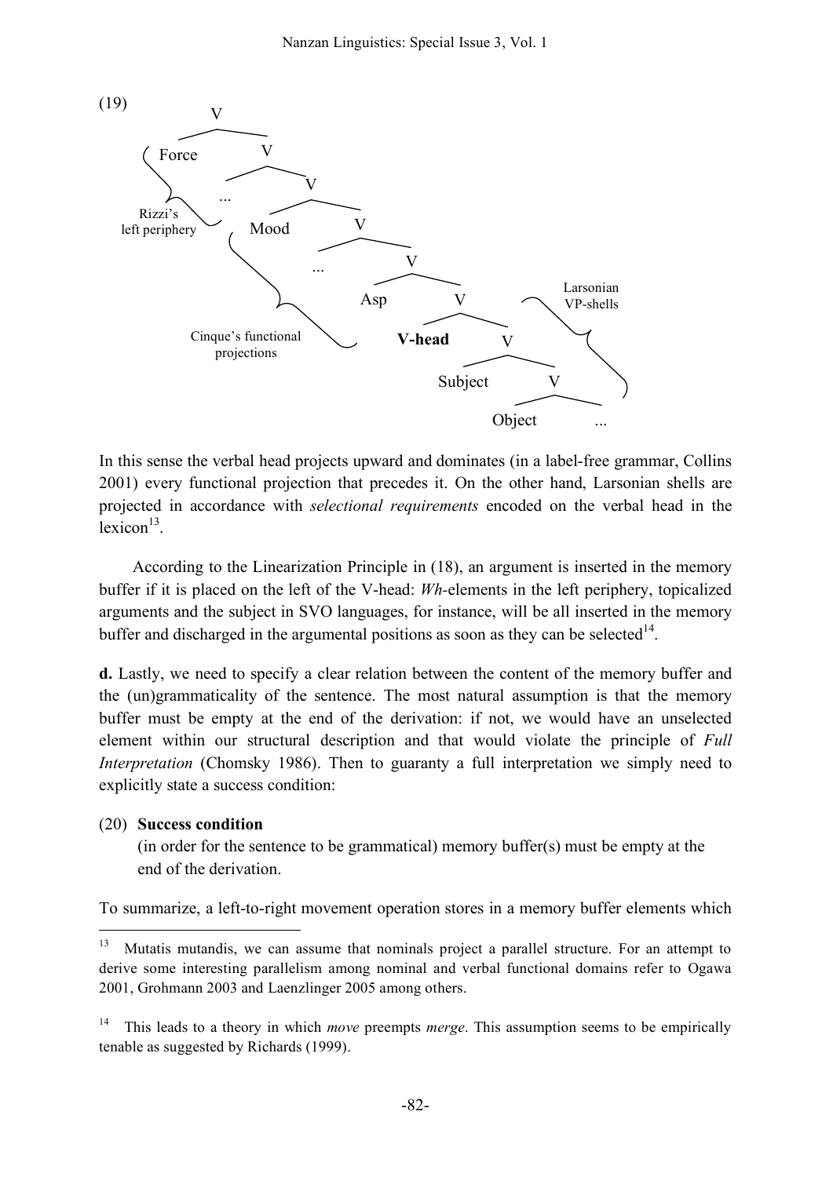(19)

```
V
├── Force
└── V
    ├── ...
    └── V
        ├── Mood
        └── V
            ├── ...
            └── V
                ├── Asp
                └── V
                    ├── V-head
                    └── V
                        ├── Subject
                        └── V
                            ├── Object
                            └── ...
```

Rizzi's left periphery (Force ... ); Cinque's functional projections (Mood ... Asp); Larsonian VP-shells (V-head, Subject, Object ...)

In this sense the verbal head projects upward and dominates (in a label-free grammar, Collins 2001) every functional projection that precedes it. On the other hand, Larsonian shells are projected in accordance with *selectional requirements* encoded on the verbal head in the lexicon[13].

According to the Linearization Principle in (18), an argument is inserted in the memory buffer if it is placed on the left of the V-head: *Wh*-elements in the left periphery, topicalized arguments and the subject in SVO languages, for instance, will be all inserted in the memory buffer and discharged in the argumental positions as soon as they can be selected[14].

**d.** Lastly, we need to specify a clear relation between the content of the memory buffer and the (un)grammaticality of the sentence. The most natural assumption is that the memory buffer must be empty at the end of the derivation: if not, we would have an unselected element within our structural description and that would violate the principle of *Full Interpretation* (Chomsky 1986). Then to guaranty a full interpretation we simply need to explicitly state a success condition:

(20) **Success condition**
(in order for the sentence to be grammatical) memory buffer(s) must be empty at the end of the derivation.

To summarize, a left-to-right movement operation stores in a memory buffer elements which

---

[13] Mutatis mutandis, we can assume that nominals project a parallel structure. For an attempt to derive some interesting parallelism among nominal and verbal functional domains refer to Ogawa 2001, Grohmann 2003 and Laenzlinger 2005 among others.

[14] This leads to a theory in which *move* preempts *merge*. This assumption seems to be empirically tenable as suggested by Richards (1999).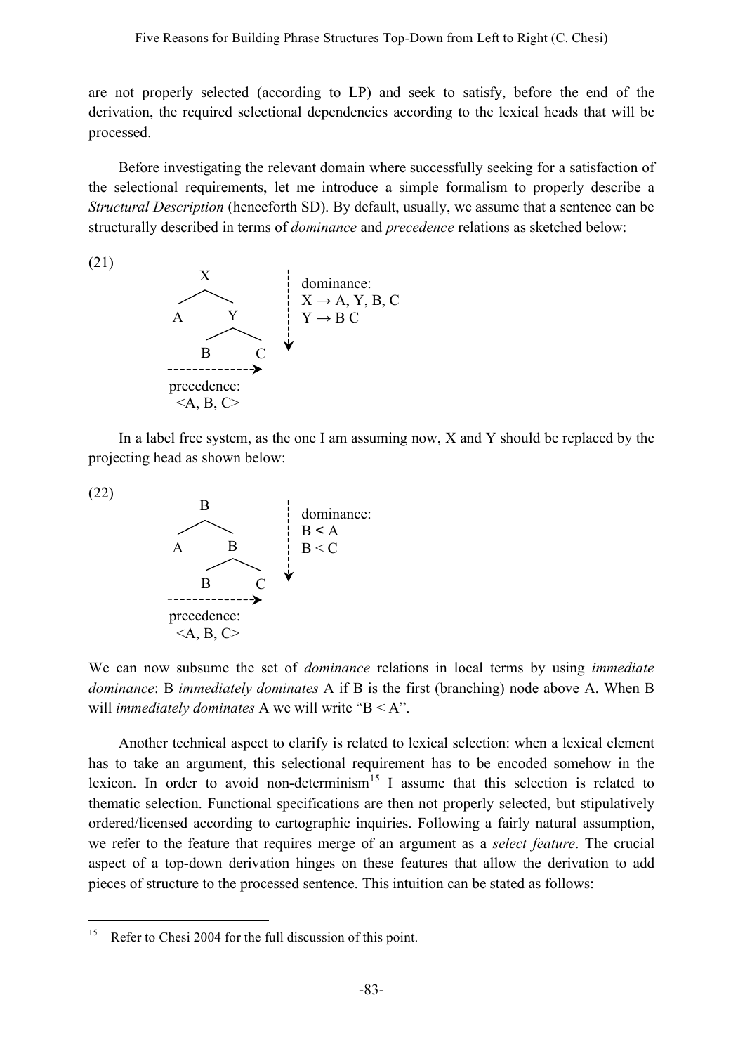are not properly selected (according to LP) and seek to satisfy, before the end of the derivation, the required selectional dependencies according to the lexical heads that will be processed.

Before investigating the relevant domain where successfully seeking for a satisfaction of the selectional requirements, let me introduce a simple formalism to properly describe a *Structural Description* (henceforth SD). By default, usually, we assume that a sentence can be structurally described in terms of *dominance* and *precedence* relations as sketched below:

(21)

```
        X                 dominance:
      /   \               X → A, Y, B, C
     A     Y              Y → B C
         /   \
        B     C
  ------------->
  precedence:
   <A, B, C>
```

In a label free system, as the one I am assuming now, X and Y should be replaced by the projecting head as shown below:

(22)

```
        B                 dominance:
      /   \               B < A
     A     B              B < C
         /   \
        B     C
  ------------->
  precedence:
   <A, B, C>
```

We can now subsume the set of *dominance* relations in local terms by using *immediate dominance*: B *immediately dominates* A if B is the first (branching) node above A. When B will *immediately dominates* A we will write "B < A".

Another technical aspect to clarify is related to lexical selection: when a lexical element has to take an argument, this selectional requirement has to be encoded somehow in the lexicon. In order to avoid non-determinism[15] I assume that this selection is related to thematic selection. Functional specifications are then not properly selected, but stipulatively ordered/licensed according to cartographic inquiries. Following a fairly natural assumption, we refer to the feature that requires merge of an argument as a *select feature*. The crucial aspect of a top-down derivation hinges on these features that allow the derivation to add pieces of structure to the processed sentence. This intuition can be stated as follows:

---

[15] Refer to Chesi 2004 for the full discussion of this point.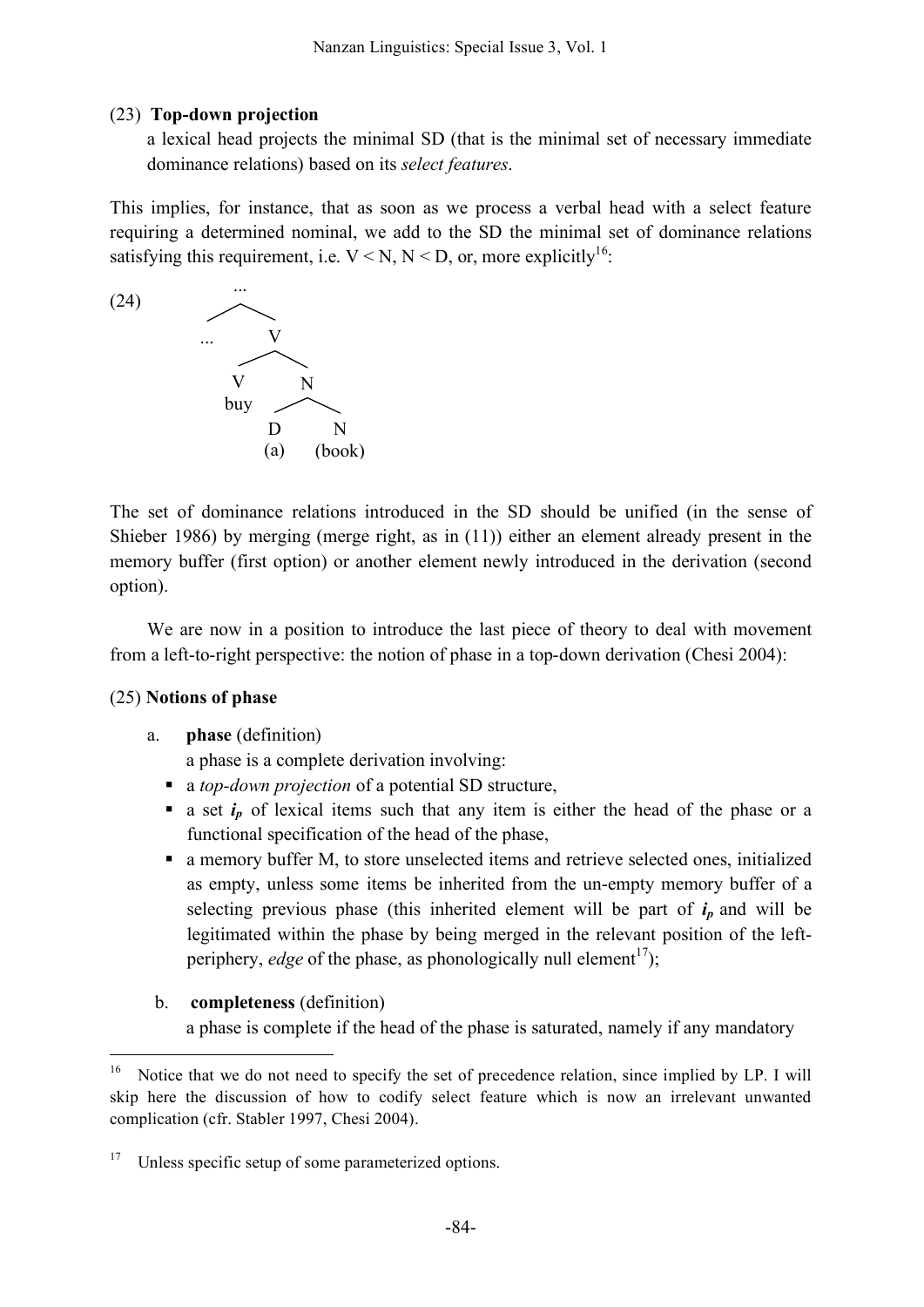(23) **Top-down projection**

a lexical head projects the minimal SD (that is the minimal set of necessary immediate dominance relations) based on its *select features*.

This implies, for instance, that as soon as we process a verbal head with a select feature requiring a determined nominal, we add to the SD the minimal set of dominance relations satisfying this requirement, i.e. V < N, N < D, or, more explicitly[16]:

```
(24)          ...
            /     \
          ...      V
                 /   \
                V     N
               buy  /   \
                   D     N
                  (a)  (book)
```

The set of dominance relations introduced in the SD should be unified (in the sense of Shieber 1986) by merging (merge right, as in (11)) either an element already present in the memory buffer (first option) or another element newly introduced in the derivation (second option).

We are now in a position to introduce the last piece of theory to deal with movement from a left-to-right perspective: the notion of phase in a top-down derivation (Chesi 2004):

(25) **Notions of phase**

a. **phase** (definition)

a phase is a complete derivation involving:

- a *top-down projection* of a potential SD structure,
- a set $\boldsymbol{i_p}$ of lexical items such that any item is either the head of the phase or a functional specification of the head of the phase,
- a memory buffer M, to store unselected items and retrieve selected ones, initialized as empty, unless some items be inherited from the un-empty memory buffer of a selecting previous phase (this inherited element will be part of $\boldsymbol{i_p}$ and will be legitimated within the phase by being merged in the relevant position of the left-periphery, *edge* of the phase, as phonologically null element[17]);

b. **completeness** (definition)

a phase is complete if the head of the phase is saturated, namely if any mandatory

---

[16] Notice that we do not need to specify the set of precedence relation, since implied by LP. I will skip here the discussion of how to codify select feature which is now an irrelevant unwanted complication (cfr. Stabler 1997, Chesi 2004).

[17] Unless specific setup of some parameterized options.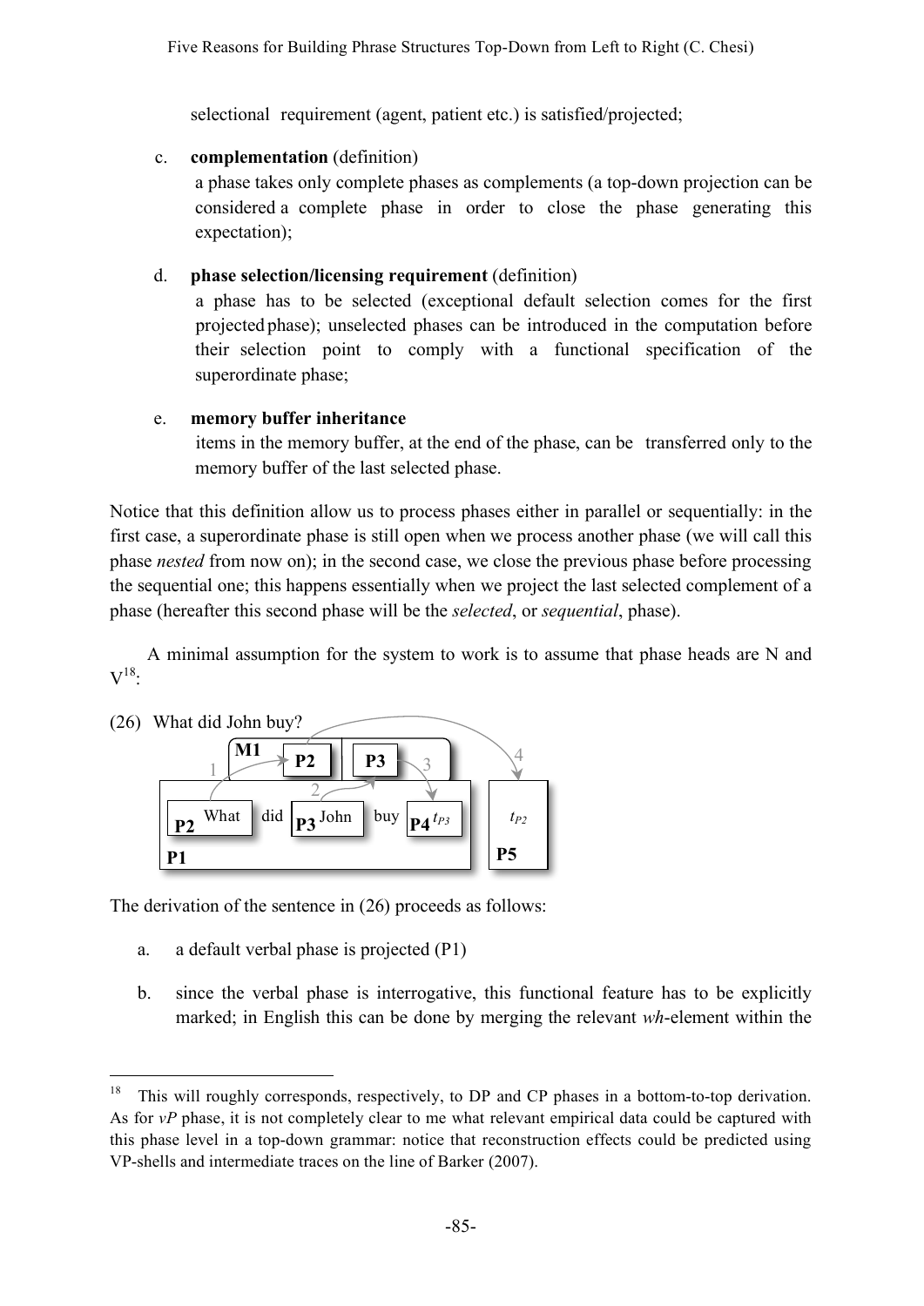selectional requirement (agent, patient etc.) is satisfied/projected;

c. **complementation** (definition)
   a phase takes only complete phases as complements (a top-down projection can be considered a complete phase in order to close the phase generating this expectation);

d. **phase selection/licensing requirement** (definition)
   a phase has to be selected (exceptional default selection comes for the first projected phase); unselected phases can be introduced in the computation before their selection point to comply with a functional specification of the superordinate phase;

e. **memory buffer inheritance**
   items in the memory buffer, at the end of the phase, can be transferred only to the memory buffer of the last selected phase.

Notice that this definition allow us to process phases either in parallel or sequentially: in the first case, a superordinate phase is still open when we process another phase (we will call this phase *nested* from now on); in the second case, we close the previous phase before processing the sequential one; this happens essentially when we project the last selected complement of a phase (hereafter this second phase will be the *selected*, or *sequential*, phase).

A minimal assumption for the system to work is to assume that phase heads are N and V[18]:

(26) What did John buy?

M1: P2, P3

P1: [P2 What] did [P3 John] buy [P4 $t_{P3}$] — P5: $t_{P2}$

(arrows: 1 What → P2 in M1; 2 John → P3 in M1; 3 P3 → $t_{P3}$ in P4; 4 P2 → $t_{P2}$ in P5)

The derivation of the sentence in (26) proceeds as follows:

a. a default verbal phase is projected (P1)

b. since the verbal phase is interrogative, this functional feature has to be explicitly marked; in English this can be done by merging the relevant *wh*-element within the

[18] This will roughly corresponds, respectively, to DP and CP phases in a bottom-to-top derivation. As for *vP* phase, it is not completely clear to me what relevant empirical data could be captured with this phase level in a top-down grammar: notice that reconstruction effects could be predicted using VP-shells and intermediate traces on the line of Barker (2007).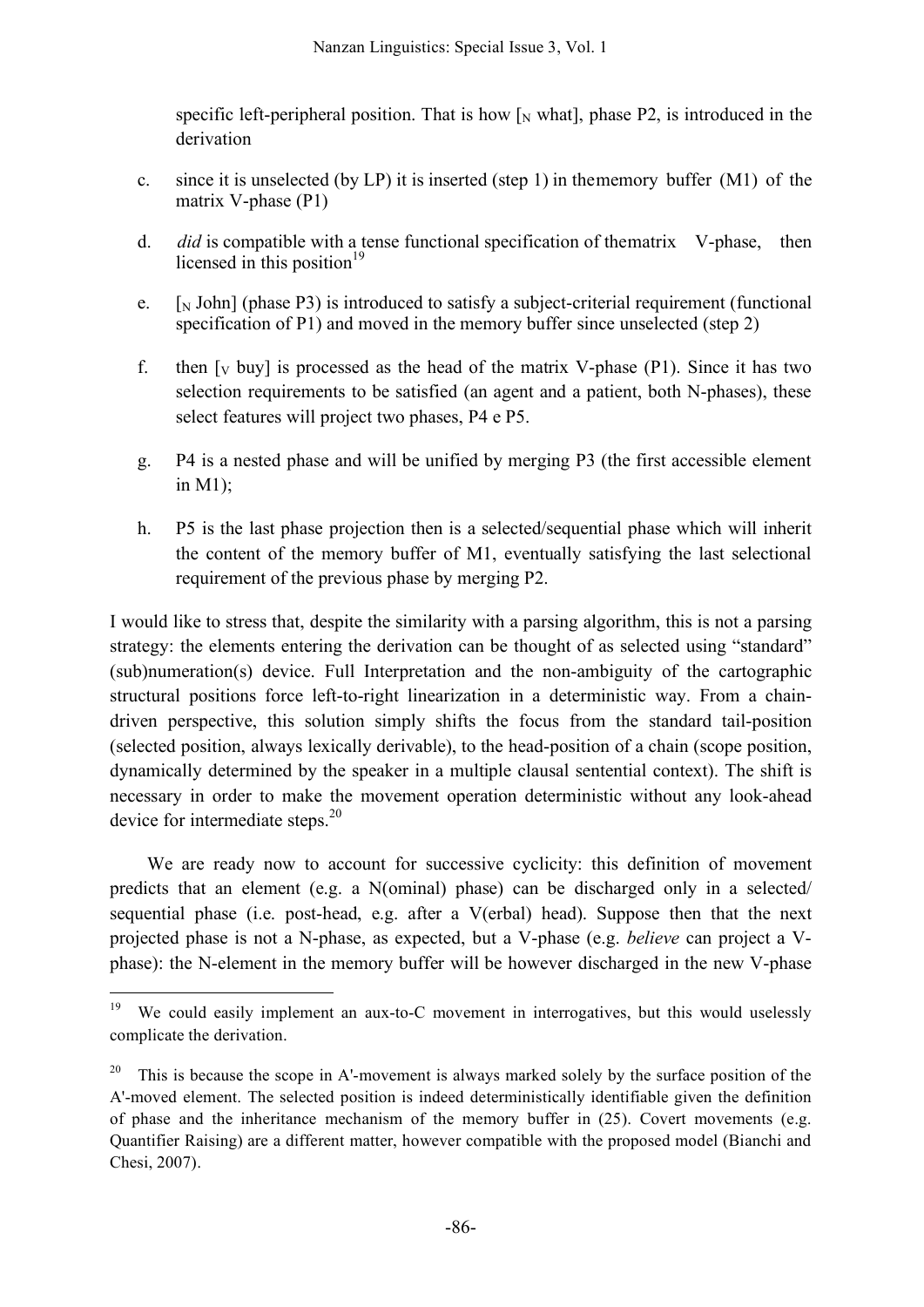specific left-peripheral position. That is how [$_N$ what], phase P2, is introduced in the derivation

c. since it is unselected (by LP) it is inserted (step 1) in thememory buffer (M1) of the matrix V-phase (P1)

d. *did* is compatible with a tense functional specification of thematrix V-phase, then licensed in this position[19]

e. [$_N$ John] (phase P3) is introduced to satisfy a subject-criterial requirement (functional specification of P1) and moved in the memory buffer since unselected (step 2)

f. then [$_V$ buy] is processed as the head of the matrix V-phase (P1). Since it has two selection requirements to be satisfied (an agent and a patient, both N-phases), these select features will project two phases, P4 e P5.

g. P4 is a nested phase and will be unified by merging P3 (the first accessible element in M1);

h. P5 is the last phase projection then is a selected/sequential phase which will inherit the content of the memory buffer of M1, eventually satisfying the last selectional requirement of the previous phase by merging P2.

I would like to stress that, despite the similarity with a parsing algorithm, this is not a parsing strategy: the elements entering the derivation can be thought of as selected using "standard" (sub)numeration(s) device. Full Interpretation and the non-ambiguity of the cartographic structural positions force left-to-right linearization in a deterministic way. From a chain-driven perspective, this solution simply shifts the focus from the standard tail-position (selected position, always lexically derivable), to the head-position of a chain (scope position, dynamically determined by the speaker in a multiple clausal sentential context). The shift is necessary in order to make the movement operation deterministic without any look-ahead device for intermediate steps.[20]

We are ready now to account for successive cyclicity: this definition of movement predicts that an element (e.g. a N(ominal) phase) can be discharged only in a selected/ sequential phase (i.e. post-head, e.g. after a V(erbal) head). Suppose then that the next projected phase is not a N-phase, as expected, but a V-phase (e.g. *believe* can project a V-phase): the N-element in the memory buffer will be however discharged in the new V-phase

---

[19] We could easily implement an aux-to-C movement in interrogatives, but this would uselessly complicate the derivation.

[20] This is because the scope in A'-movement is always marked solely by the surface position of the A'-moved element. The selected position is indeed deterministically identifiable given the definition of phase and the inheritance mechanism of the memory buffer in (25). Covert movements (e.g. Quantifier Raising) are a different matter, however compatible with the proposed model (Bianchi and Chesi, 2007).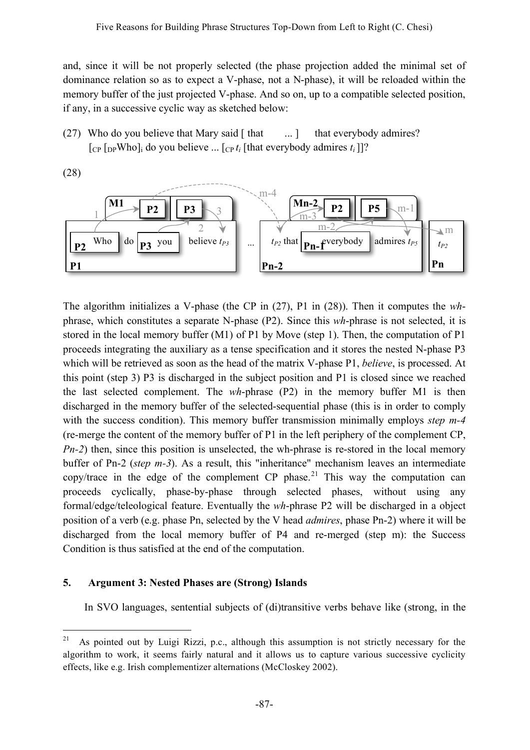and, since it will be not properly selected (the phase projection added the minimal set of dominance relation so as to expect a V-phase, not a N-phase), it will be reloaded within the memory buffer of the just projected V-phase. And so on, up to a compatible selected position, if any, in a successive cyclic way as sketched below:

(27) Who do you believe that Mary said [ that ... ] that everybody admires?
[$_{CP}$ [$_{DP}$Who]$_i$ do you believe ... [$_{CP}$ $t_i$ [that everybody admires $t_i$ ]]?

(28)

The algorithm initializes a V-phase (the CP in (27), P1 in (28)). Then it computes the *wh*-phrase, which constitutes a separate N-phase (P2). Since this *wh*-phrase is not selected, it is stored in the local memory buffer (M1) of P1 by Move (step 1). Then, the computation of P1 proceeds integrating the auxiliary as a tense specification and it stores the nested N-phase P3 which will be retrieved as soon as the head of the matrix V-phase P1, *believe*, is processed. At this point (step 3) P3 is discharged in the subject position and P1 is closed since we reached the last selected complement. The *wh*-phrase (P2) in the memory buffer M1 is then discharged in the memory buffer of the selected-sequential phase (this is in order to comply with the success condition). This memory buffer transmission minimally employs *step m-4* (re-merge the content of the memory buffer of P1 in the left periphery of the complement CP, *Pn-2*) then, since this position is unselected, the wh-phrase is re-stored in the local memory buffer of Pn-2 (*step m-3*). As a result, this "inheritance" mechanism leaves an intermediate copy/trace in the edge of the complement CP phase.[21] This way the computation can proceeds cyclically, phase-by-phase through selected phases, without using any formal/edge/teleological feature. Eventually the *wh*-phrase P2 will be discharged in a object position of a verb (e.g. phase Pn, selected by the V head *admires*, phase Pn-2) where it will be discharged from the local memory buffer of P4 and re-merged (step m): the Success Condition is thus satisfied at the end of the computation.

## 5. Argument 3: Nested Phases are (Strong) Islands

In SVO languages, sentential subjects of (di)transitive verbs behave like (strong, in the

[21] As pointed out by Luigi Rizzi, p.c., although this assumption is not strictly necessary for the algorithm to work, it seems fairly natural and it allows us to capture various successive cyclicity effects, like e.g. Irish complementizer alternations (McCloskey 2002).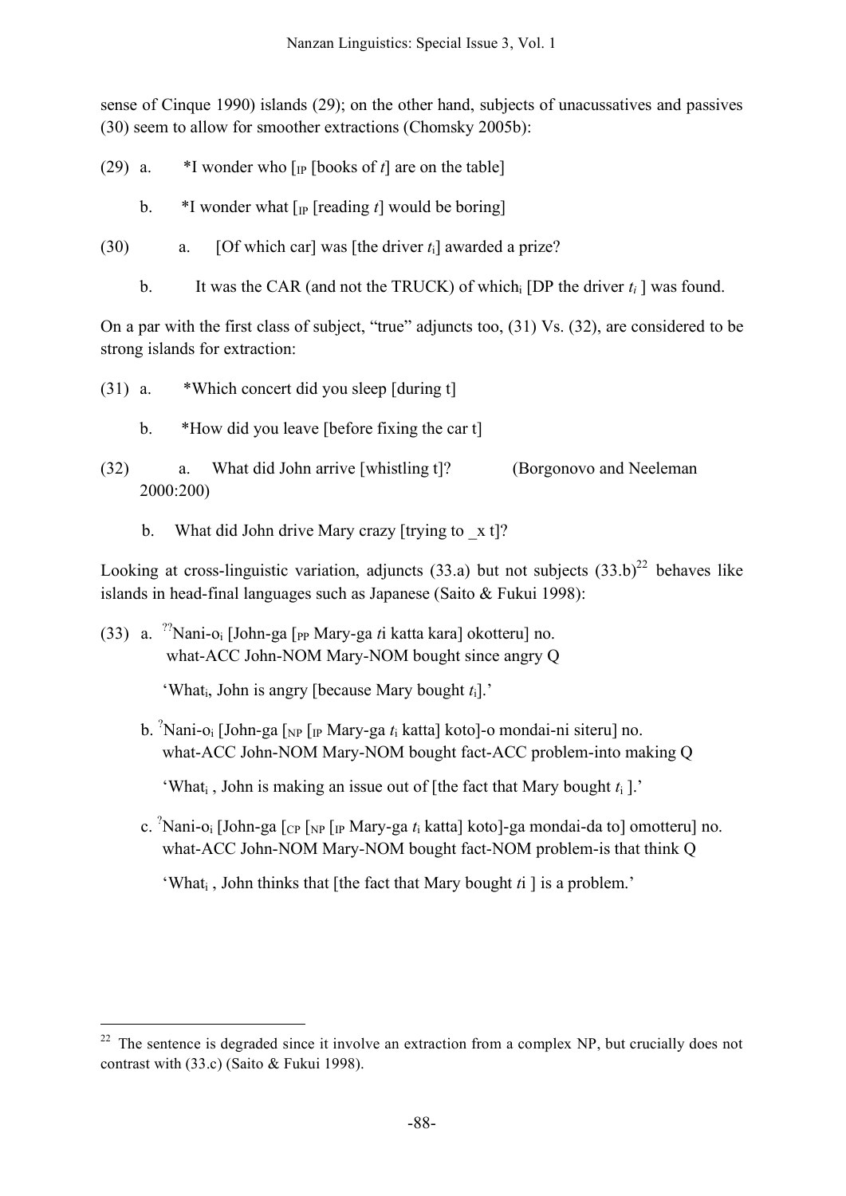sense of Cinque 1990) islands (29); on the other hand, subjects of unacussatives and passives (30) seem to allow for smoother extractions (Chomsky 2005b):

(29) a. *I wonder who [$_{IP}$ [books of *t*] are on the table]

b. *I wonder what [$_{IP}$ [reading *t*] would be boring]

(30) a. [Of which car] was [the driver $t_i$] awarded a prize?

b. It was the CAR (and not the TRUCK) of which$_i$ [DP the driver $t_i$ ] was found.

On a par with the first class of subject, "true" adjuncts too, (31) Vs. (32), are considered to be strong islands for extraction:

(31) a. *Which concert did you sleep [during t]

b. *How did you leave [before fixing the car t]

(32) a. What did John arrive [whistling t]? (Borgonovo and Neeleman 2000:200)

b. What did John drive Mary crazy [trying to _x t]?

Looking at cross-linguistic variation, adjuncts (33.a) but not subjects (33.b)[22] behaves like islands in head-final languages such as Japanese (Saito & Fukui 1998):

(33) a. ??Nani-o$_i$ [John-ga [$_{PP}$ Mary-ga *t*i katta kara] okotteru] no.
what-ACC John-NOM Mary-NOM bought since angry Q

'What$_i$, John is angry [because Mary bought $t_i$].'

b. ?Nani-o$_i$ [John-ga [$_{NP}$ [$_{IP}$ Mary-ga $t_i$ katta] koto]-o mondai-ni siteru] no.
what-ACC John-NOM Mary-NOM bought fact-ACC problem-into making Q

'What$_i$ , John is making an issue out of [the fact that Mary bought $t_i$ ].'

c. ?Nani-o$_i$ [John-ga [$_{CP}$ [$_{NP}$ [$_{IP}$ Mary-ga $t_i$ katta] koto]-ga mondai-da to] omotteru] no.
what-ACC John-NOM Mary-NOM bought fact-NOM problem-is that think Q

'What$_i$ , John thinks that [the fact that Mary bought *t*i ] is a problem.'

---

[22] The sentence is degraded since it involve an extraction from a complex NP, but crucially does not contrast with (33.c) (Saito & Fukui 1998).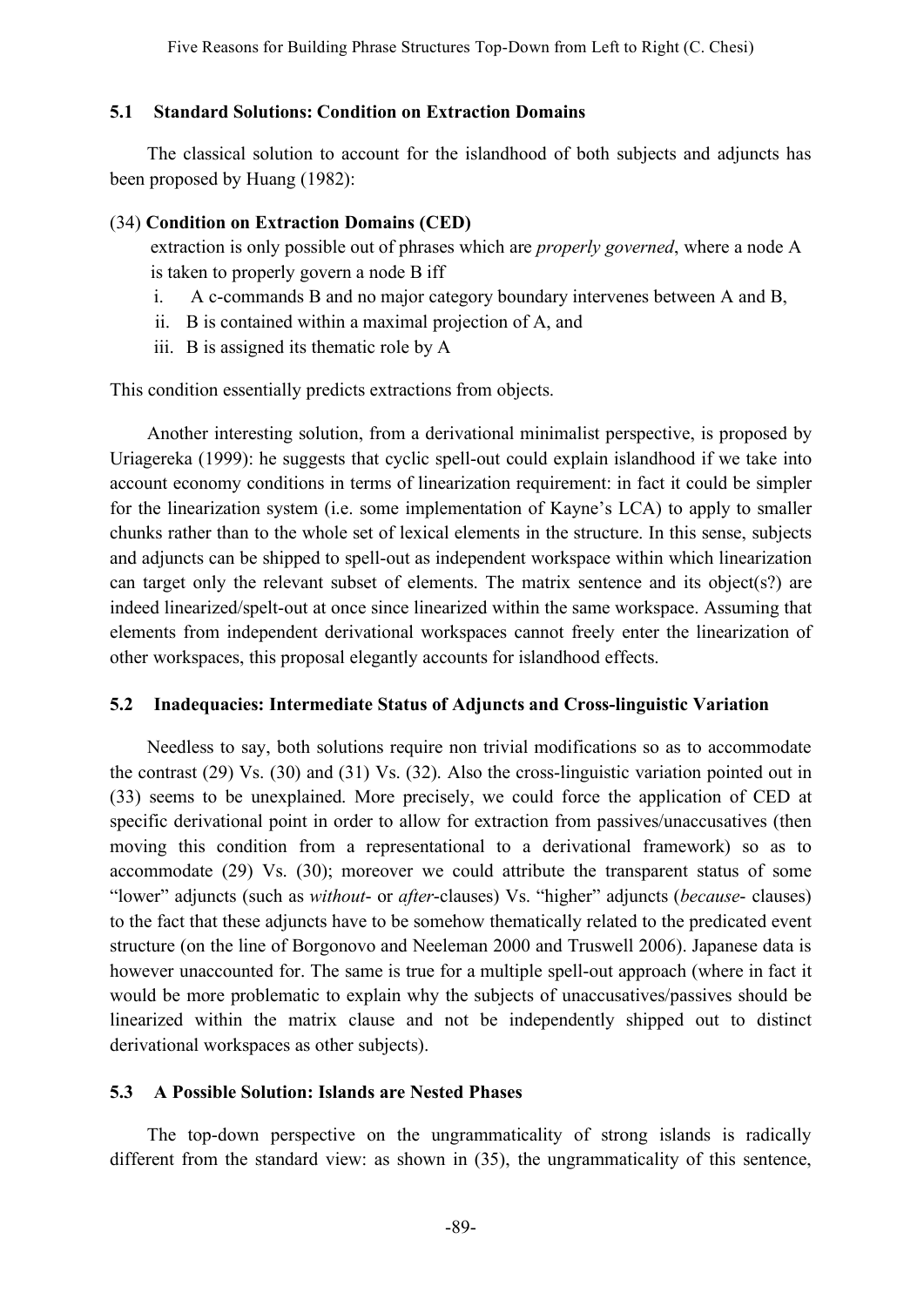### 5.1 Standard Solutions: Condition on Extraction Domains

The classical solution to account for the islandhood of both subjects and adjuncts has been proposed by Huang (1982):

(34) **Condition on Extraction Domains (CED)**
extraction is only possible out of phrases which are *properly governed*, where a node A is taken to properly govern a node B iff

i. A c-commands B and no major category boundary intervenes between A and B,
ii. B is contained within a maximal projection of A, and
iii. B is assigned its thematic role by A

This condition essentially predicts extractions from objects.

Another interesting solution, from a derivational minimalist perspective, is proposed by Uriagereka (1999): he suggests that cyclic spell-out could explain islandhood if we take into account economy conditions in terms of linearization requirement: in fact it could be simpler for the linearization system (i.e. some implementation of Kayne's LCA) to apply to smaller chunks rather than to the whole set of lexical elements in the structure. In this sense, subjects and adjuncts can be shipped to spell-out as independent workspace within which linearization can target only the relevant subset of elements. The matrix sentence and its object(s?) are indeed linearized/spelt-out at once since linearized within the same workspace. Assuming that elements from independent derivational workspaces cannot freely enter the linearization of other workspaces, this proposal elegantly accounts for islandhood effects.

### 5.2 Inadequacies: Intermediate Status of Adjuncts and Cross-linguistic Variation

Needless to say, both solutions require non trivial modifications so as to accommodate the contrast (29) Vs. (30) and (31) Vs. (32). Also the cross-linguistic variation pointed out in (33) seems to be unexplained. More precisely, we could force the application of CED at specific derivational point in order to allow for extraction from passives/unaccusatives (then moving this condition from a representational to a derivational framework) so as to accommodate (29) Vs. (30); moreover we could attribute the transparent status of some "lower" adjuncts (such as *without*- or *after*-clauses) Vs. "higher" adjuncts (*because*- clauses) to the fact that these adjuncts have to be somehow thematically related to the predicated event structure (on the line of Borgonovo and Neeleman 2000 and Truswell 2006). Japanese data is however unaccounted for. The same is true for a multiple spell-out approach (where in fact it would be more problematic to explain why the subjects of unaccusatives/passives should be linearized within the matrix clause and not be independently shipped out to distinct derivational workspaces as other subjects).

### 5.3 A Possible Solution: Islands are Nested Phases

The top-down perspective on the ungrammaticality of strong islands is radically different from the standard view: as shown in (35), the ungrammaticality of this sentence,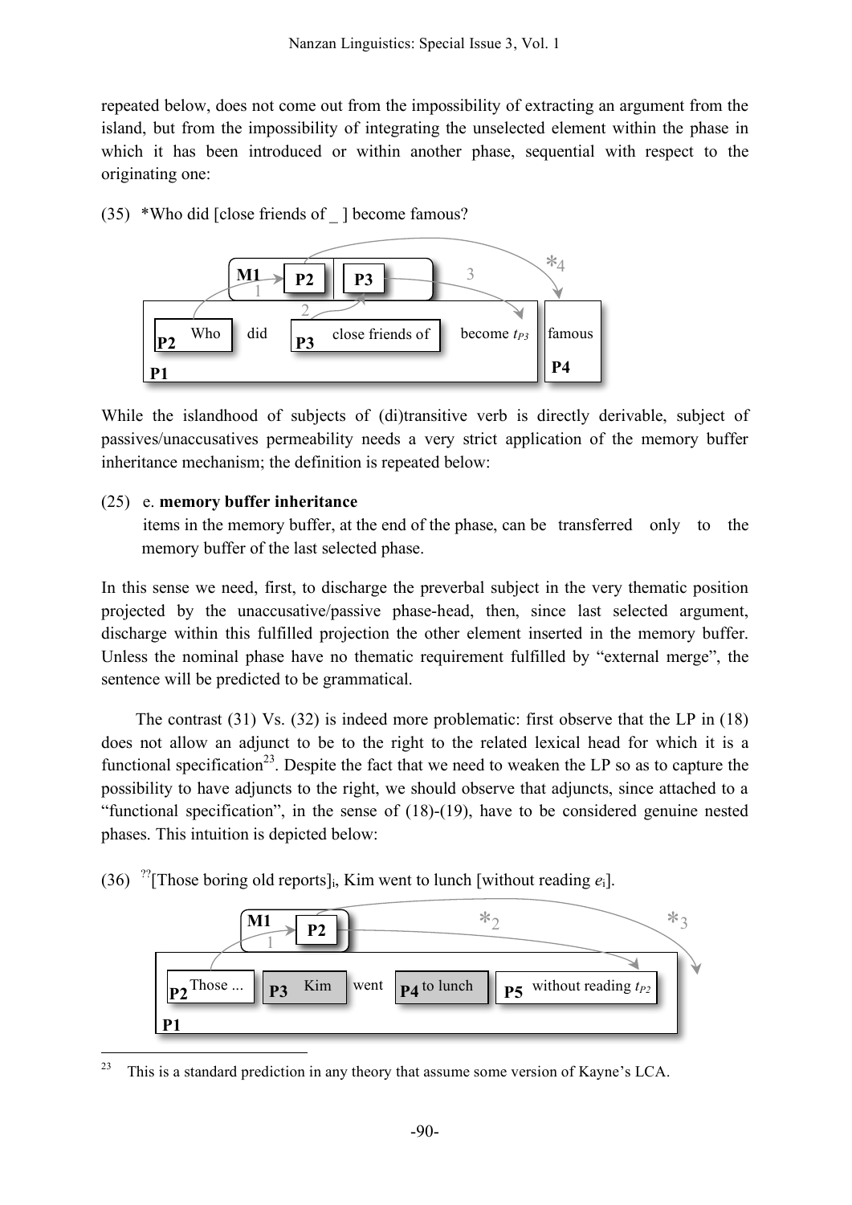repeated below, does not come out from the impossibility of extracting an argument from the island, but from the impossibility of integrating the unselected element within the phase in which it has been introduced or within another phase, sequential with respect to the originating one:

(35) *Who did [close friends of _ ] become famous?

While the islandhood of subjects of (di)transitive verb is directly derivable, subject of passives/unaccusatives permeability needs a very strict application of the memory buffer inheritance mechanism; the definition is repeated below:

(25) e. **memory buffer inheritance**
items in the memory buffer, at the end of the phase, can be transferred only to the memory buffer of the last selected phase.

In this sense we need, first, to discharge the preverbal subject in the very thematic position projected by the unaccusative/passive phase-head, then, since last selected argument, discharge within this fulfilled projection the other element inserted in the memory buffer. Unless the nominal phase have no thematic requirement fulfilled by "external merge", the sentence will be predicted to be grammatical.

The contrast (31) Vs. (32) is indeed more problematic: first observe that the LP in (18) does not allow an adjunct to be to the right to the related lexical head for which it is a functional specification[23]. Despite the fact that we need to weaken the LP so as to capture the possibility to have adjuncts to the right, we should observe that adjuncts, since attached to a "functional specification", in the sense of (18)-(19), have to be considered genuine nested phases. This intuition is depicted below:

(36) ??[Those boring old reports]$_i$, Kim went to lunch [without reading *e*$_i$].

[23] This is a standard prediction in any theory that assume some version of Kayne's LCA.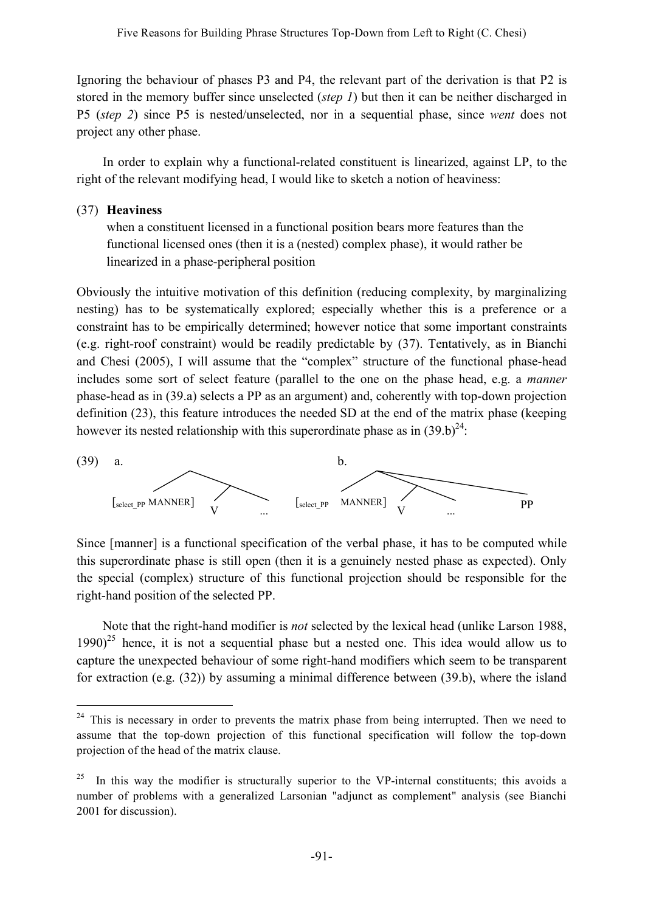Ignoring the behaviour of phases P3 and P4, the relevant part of the derivation is that P2 is stored in the memory buffer since unselected (*step 1*) but then it can be neither discharged in P5 (*step 2*) since P5 is nested/unselected, nor in a sequential phase, since *went* does not project any other phase.

In order to explain why a functional-related constituent is linearized, against LP, to the right of the relevant modifying head, I would like to sketch a notion of heaviness:

(37) **Heaviness**
when a constituent licensed in a functional position bears more features than the functional licensed ones (then it is a (nested) complex phase), it would rather be linearized in a phase-peripheral position

Obviously the intuitive motivation of this definition (reducing complexity, by marginalizing nesting) has to be systematically explored; especially whether this is a preference or a constraint has to be empirically determined; however notice that some important constraints (e.g. right-roof constraint) would be readily predictable by (37). Tentatively, as in Bianchi and Chesi (2005), I will assume that the "complex" structure of the functional phase-head includes some sort of select feature (parallel to the one on the phase head, e.g. a *manner* phase-head as in (39.a) selects a PP as an argument) and, coherently with top-down projection definition (23), this feature introduces the needed SD at the end of the matrix phase (keeping however its nested relationship with this superordinate phase as in (39.b)[24]:

(39) a. [$_{select\_PP}$ MANNER] V ...  b. [$_{select\_PP}$ MANNER] V ... PP

Since [manner] is a functional specification of the verbal phase, it has to be computed while this superordinate phase is still open (then it is a genuinely nested phase as expected). Only the special (complex) structure of this functional projection should be responsible for the right-hand position of the selected PP.

Note that the right-hand modifier is *not* selected by the lexical head (unlike Larson 1988, 1990)[25] hence, it is not a sequential phase but a nested one. This idea would allow us to capture the unexpected behaviour of some right-hand modifiers which seem to be transparent for extraction (e.g. (32)) by assuming a minimal difference between (39.b), where the island

---

[24] This is necessary in order to prevents the matrix phase from being interrupted. Then we need to assume that the top-down projection of this functional specification will follow the top-down projection of the head of the matrix clause.

[25] In this way the modifier is structurally superior to the VP-internal constituents; this avoids a number of problems with a generalized Larsonian "adjunct as complement" analysis (see Bianchi 2001 for discussion).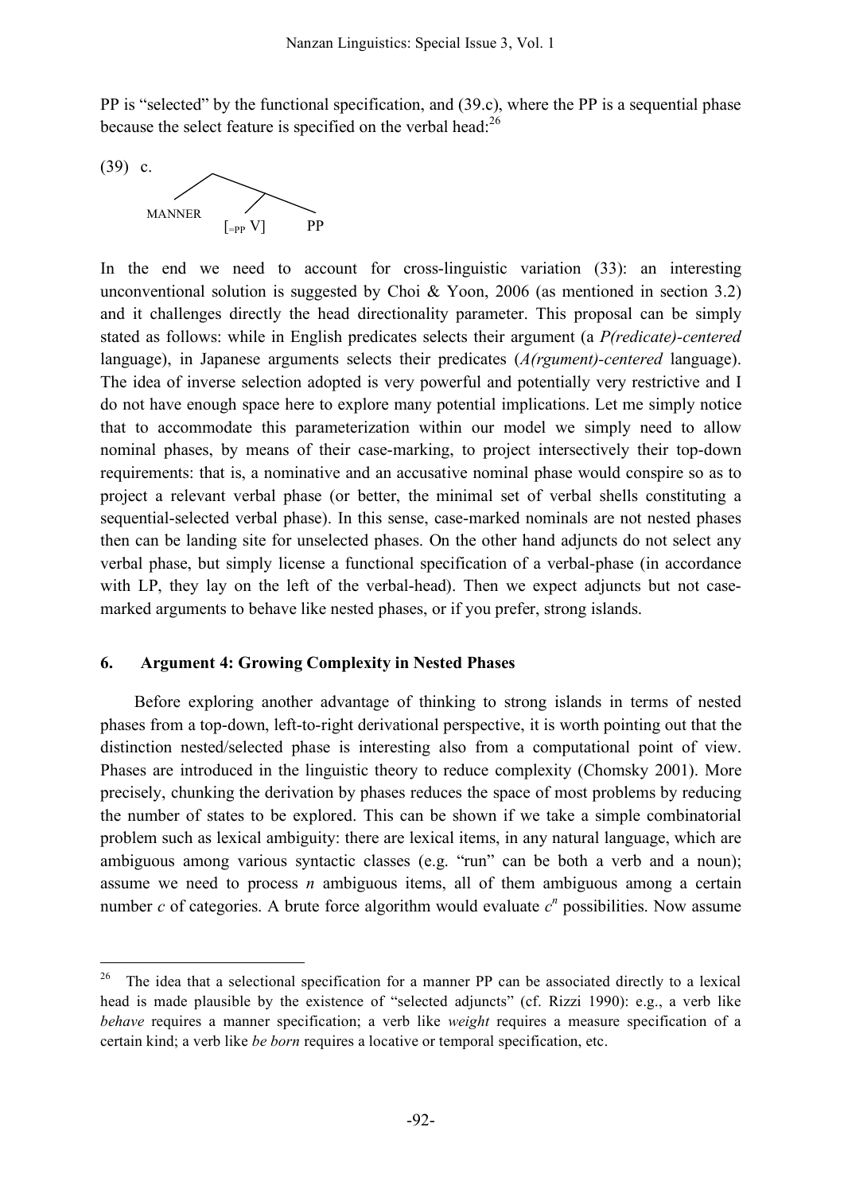PP is "selected" by the functional specification, and (39.c), where the PP is a sequential phase because the select feature is specified on the verbal head:[26]

(39) c. [MANNER [[$_{=PP}$ V] PP]]

In the end we need to account for cross-linguistic variation (33): an interesting unconventional solution is suggested by Choi & Yoon, 2006 (as mentioned in section 3.2) and it challenges directly the head directionality parameter. This proposal can be simply stated as follows: while in English predicates selects their argument (a *P(redicate)-centered* language), in Japanese arguments selects their predicates (*A(rgument)-centered* language). The idea of inverse selection adopted is very powerful and potentially very restrictive and I do not have enough space here to explore many potential implications. Let me simply notice that to accommodate this parameterization within our model we simply need to allow nominal phases, by means of their case-marking, to project intersectively their top-down requirements: that is, a nominative and an accusative nominal phase would conspire so as to project a relevant verbal phase (or better, the minimal set of verbal shells constituting a sequential-selected verbal phase). In this sense, case-marked nominals are not nested phases then can be landing site for unselected phases. On the other hand adjuncts do not select any verbal phase, but simply license a functional specification of a verbal-phase (in accordance with LP, they lay on the left of the verbal-head). Then we expect adjuncts but not case-marked arguments to behave like nested phases, or if you prefer, strong islands.

## 6. Argument 4: Growing Complexity in Nested Phases

Before exploring another advantage of thinking to strong islands in terms of nested phases from a top-down, left-to-right derivational perspective, it is worth pointing out that the distinction nested/selected phase is interesting also from a computational point of view. Phases are introduced in the linguistic theory to reduce complexity (Chomsky 2001). More precisely, chunking the derivation by phases reduces the space of most problems by reducing the number of states to be explored. This can be shown if we take a simple combinatorial problem such as lexical ambiguity: there are lexical items, in any natural language, which are ambiguous among various syntactic classes (e.g. "run" can be both a verb and a noun); assume we need to process $n$ ambiguous items, all of them ambiguous among a certain number $c$ of categories. A brute force algorithm would evaluate $c^n$ possibilities. Now assume

[26] The idea that a selectional specification for a manner PP can be associated directly to a lexical head is made plausible by the existence of "selected adjuncts" (cf. Rizzi 1990): e.g., a verb like *behave* requires a manner specification; a verb like *weight* requires a measure specification of a certain kind; a verb like *be born* requires a locative or temporal specification, etc.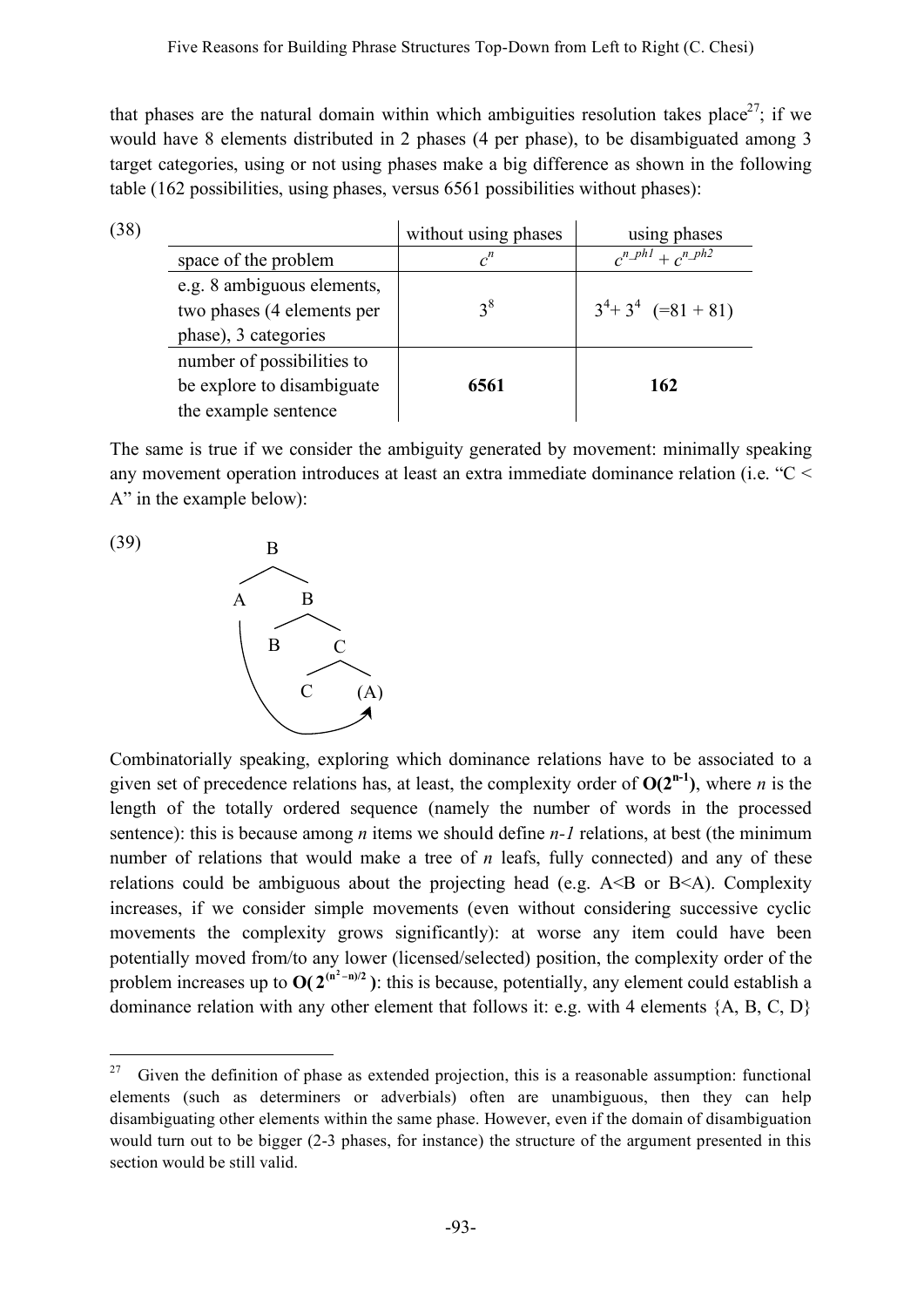that phases are the natural domain within which ambiguities resolution takes place[27]; if we would have 8 elements distributed in 2 phases (4 per phase), to be disambiguated among 3 target categories, using or not using phases make a big difference as shown in the following table (162 possibilities, using phases, versus 6561 possibilities without phases):

(38)

| | without using phases | using phases |
|---|---|---|
| space of the problem | $c^n$ | $c^{n\_ph1} + c^{n\_ph2}$ |
| e.g. 8 ambiguous elements, two phases (4 elements per phase), 3 categories | $3^8$ | $3^4 + 3^4$ (=81 + 81) |
| number of possibilities to be explore to disambiguate the example sentence | **6561** | **162** |

The same is true if we consider the ambiguity generated by movement: minimally speaking any movement operation introduces at least an extra immediate dominance relation (i.e. "C < A" in the example below):

(39)

```
        B
       / \
      A   B
      |  / \
      | B   C
      |    / \
      |   C  (A)
      \_______↗
```

Combinatorially speaking, exploring which dominance relations have to be associated to a given set of precedence relations has, at least, the complexity order of $\mathbf{O(2^{n-1})}$, where *n* is the length of the totally ordered sequence (namely the number of words in the processed sentence): this is because among *n* items we should define *n-1* relations, at best (the minimum number of relations that would make a tree of *n* leafs, fully connected) and any of these relations could be ambiguous about the projecting head (e.g. A<B or B<A). Complexity increases, if we consider simple movements (even without considering successive cyclic movements the complexity grows significantly): at worse any item could have been potentially moved from/to any lower (licensed/selected) position, the complexity order of the problem increases up to $\mathbf{O(2^{(n^2-n)/2})}$: this is because, potentially, any element could establish a dominance relation with any other element that follows it: e.g. with 4 elements {A, B, C, D}

[27] Given the definition of phase as extended projection, this is a reasonable assumption: functional elements (such as determiners or adverbials) often are unambiguous, then they can help disambiguating other elements within the same phase. However, even if the domain of disambiguation would turn out to be bigger (2-3 phases, for instance) the structure of the argument presented in this section would be still valid.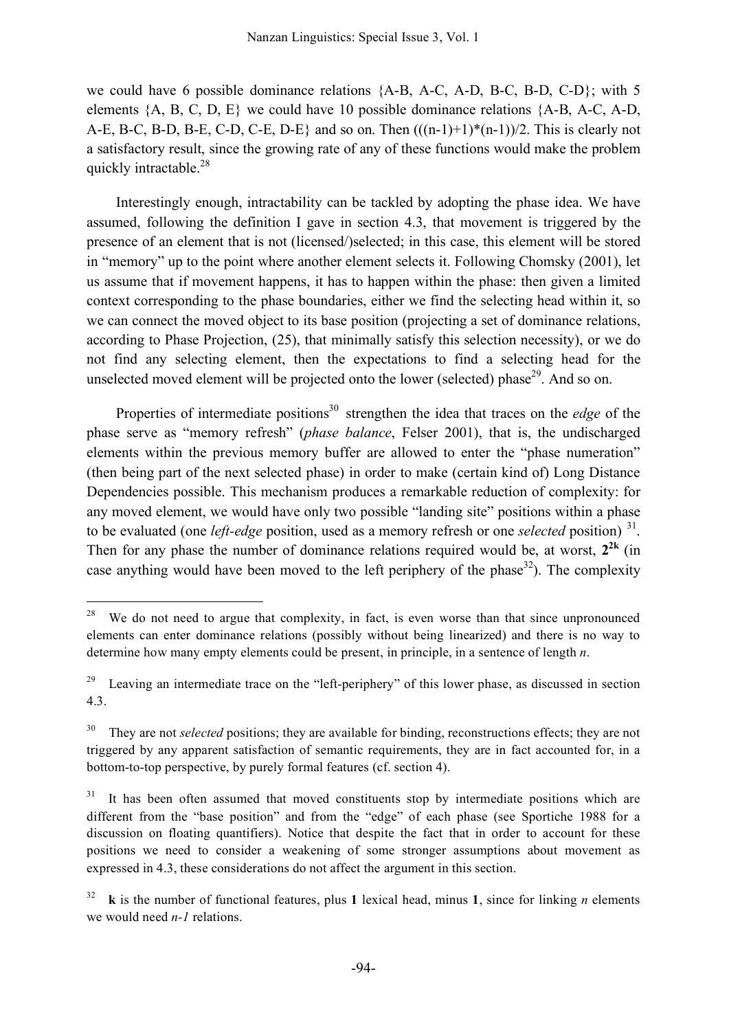we could have 6 possible dominance relations {A-B, A-C, A-D, B-C, B-D, C-D}; with 5 elements {A, B, C, D, E} we could have 10 possible dominance relations {A-B, A-C, A-D, A-E, B-C, B-D, B-E, C-D, C-E, D-E} and so on. Then $(((n-1)+1)*(n-1))/2$. This is clearly not a satisfactory result, since the growing rate of any of these functions would make the problem quickly intractable.[28]

Interestingly enough, intractability can be tackled by adopting the phase idea. We have assumed, following the definition I gave in section 4.3, that movement is triggered by the presence of an element that is not (licensed/)selected; in this case, this element will be stored in "memory" up to the point where another element selects it. Following Chomsky (2001), let us assume that if movement happens, it has to happen within the phase: then given a limited context corresponding to the phase boundaries, either we find the selecting head within it, so we can connect the moved object to its base position (projecting a set of dominance relations, according to Phase Projection, (25), that minimally satisfy this selection necessity), or we do not find any selecting element, then the expectations to find a selecting head for the unselected moved element will be projected onto the lower (selected) phase[29]. And so on.

Properties of intermediate positions[30] strengthen the idea that traces on the *edge* of the phase serve as "memory refresh" (*phase balance*, Felser 2001), that is, the undischarged elements within the previous memory buffer are allowed to enter the "phase numeration" (then being part of the next selected phase) in order to make (certain kind of) Long Distance Dependencies possible. This mechanism produces a remarkable reduction of complexity: for any moved element, we would have only two possible "landing site" positions within a phase to be evaluated (one *left-edge* position, used as a memory refresh or one *selected* position) [31]. Then for any phase the number of dominance relations required would be, at worst, $\mathbf{2^{2k}}$ (in case anything would have been moved to the left periphery of the phase[32]). The complexity

---

[28] We do not need to argue that complexity, in fact, is even worse than that since unpronounced elements can enter dominance relations (possibly without being linearized) and there is no way to determine how many empty elements could be present, in principle, in a sentence of length *n*.

[29] Leaving an intermediate trace on the "left-periphery" of this lower phase, as discussed in section 4.3.

[30] They are not *selected* positions; they are available for binding, reconstructions effects; they are not triggered by any apparent satisfaction of semantic requirements, they are in fact accounted for, in a bottom-to-top perspective, by purely formal features (cf. section 4).

[31] It has been often assumed that moved constituents stop by intermediate positions which are different from the "base position" and from the "edge" of each phase (see Sportiche 1988 for a discussion on floating quantifiers). Notice that despite the fact that in order to account for these positions we need to consider a weakening of some stronger assumptions about movement as expressed in 4.3, these considerations do not affect the argument in this section.

[32] **k** is the number of functional features, plus **1** lexical head, minus **1**, since for linking *n* elements we would need *n-1* relations.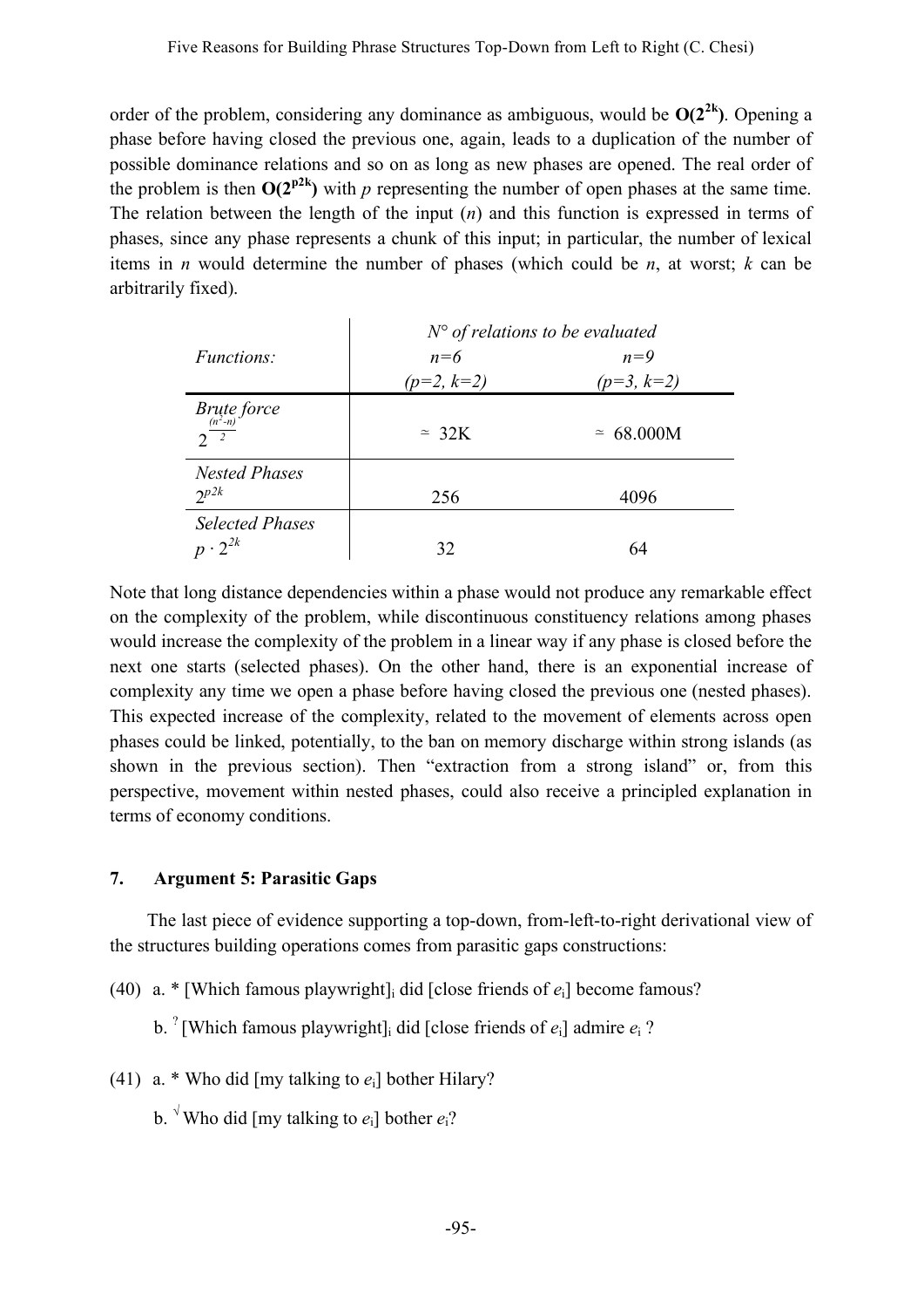order of the problem, considering any dominance as ambiguous, would be $\mathbf{O(2^{2k})}$. Opening a phase before having closed the previous one, again, leads to a duplication of the number of possible dominance relations and so on as long as new phases are opened. The real order of the problem is then $\mathbf{O(2^{p2k})}$ with *p* representing the number of open phases at the same time. The relation between the length of the input (*n*) and this function is expressed in terms of phases, since any phase represents a chunk of this input; in particular, the number of lexical items in *n* would determine the number of phases (which could be *n*, at worst; *k* can be arbitrarily fixed).

| *Functions:* | *N° of relations to be evaluated* $n=6$ $(p=2, k=2)$ | $n=9$ $(p=3, k=2)$ |
|---|---|---|
| *Brute force* $2^{\frac{(n^2-n)}{2}}$ | ≃ 32K | ≃ 68.000M |
| *Nested Phases* $2^{p2k}$ | 256 | 4096 |
| *Selected Phases* $p \cdot 2^{2k}$ | 32 | 64 |

Note that long distance dependencies within a phase would not produce any remarkable effect on the complexity of the problem, while discontinuous constituency relations among phases would increase the complexity of the problem in a linear way if any phase is closed before the next one starts (selected phases). On the other hand, there is an exponential increase of complexity any time we open a phase before having closed the previous one (nested phases). This expected increase of the complexity, related to the movement of elements across open phases could be linked, potentially, to the ban on memory discharge within strong islands (as shown in the previous section). Then "extraction from a strong island" or, from this perspective, movement within nested phases, could also receive a principled explanation in terms of economy conditions.

## 7. Argument 5: Parasitic Gaps

The last piece of evidence supporting a top-down, from-left-to-right derivational view of the structures building operations comes from parasitic gaps constructions:

(40) a. * [Which famous playwright]$_i$ did [close friends of $e_i$] become famous?

b. $^?$ [Which famous playwright]$_i$ did [close friends of $e_i$] admire $e_i$ ?

(41) a. * Who did [my talking to $e_i$] bother Hilary?

b. $^{\surd}$ Who did [my talking to $e_i$] bother $e_i$?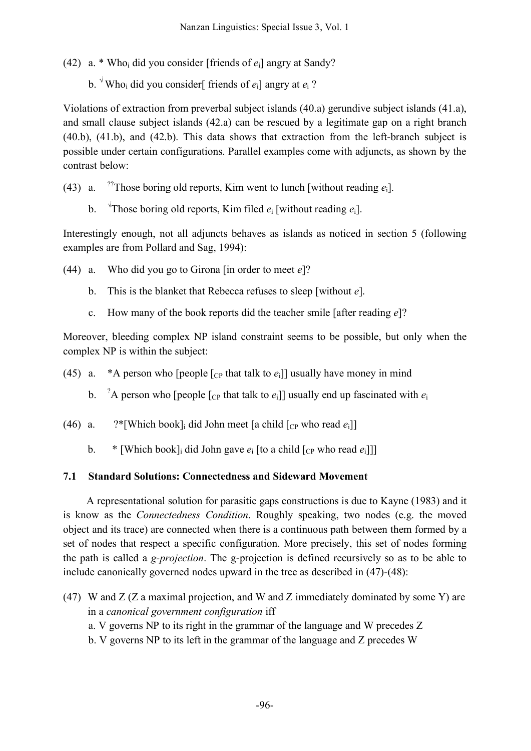(42) a. * Who$_i$ did you consider [friends of *e*$_i$] angry at Sandy?

b. $^{\surd}$ Who$_i$ did you consider[ friends of *e*$_i$] angry at *e*$_i$ ?

Violations of extraction from preverbal subject islands (40.a) gerundive subject islands (41.a), and small clause subject islands (42.a) can be rescued by a legitimate gap on a right branch (40.b), (41.b), and (42.b). This data shows that extraction from the left-branch subject is possible under certain configurations. Parallel examples come with adjuncts, as shown by the contrast below:

(43) a. $^{??}$Those boring old reports, Kim went to lunch [without reading *e*$_i$].

b. $^{\surd}$Those boring old reports, Kim filed *e*$_i$ [without reading *e*$_i$].

Interestingly enough, not all adjuncts behaves as islands as noticed in section 5 (following examples are from Pollard and Sag, 1994):

(44) a. Who did you go to Girona [in order to meet *e*]?

b. This is the blanket that Rebecca refuses to sleep [without *e*].

c. How many of the book reports did the teacher smile [after reading *e*]?

Moreover, bleeding complex NP island constraint seems to be possible, but only when the complex NP is within the subject:

(45) a. *A person who [people [$_{CP}$ that talk to *e*$_i$]] usually have money in mind

b. $^{?}$A person who [people [$_{CP}$ that talk to *e*$_i$]] usually end up fascinated with *e*$_i$

(46) a. ?*[Which book]$_i$ did John meet [a child [$_{CP}$ who read *e*$_i$]]

b. * [Which book]$_i$ did John gave *e*$_i$ [to a child [$_{CP}$ who read *e*$_i$]]]

### 7.1 Standard Solutions: Connectedness and Sideward Movement

A representational solution for parasitic gaps constructions is due to Kayne (1983) and it is know as the *Connectedness Condition*. Roughly speaking, two nodes (e.g. the moved object and its trace) are connected when there is a continuous path between them formed by a set of nodes that respect a specific configuration. More precisely, this set of nodes forming the path is called a *g-projection*. The g-projection is defined recursively so as to be able to include canonically governed nodes upward in the tree as described in (47)-(48):

(47) W and Z (Z a maximal projection, and W and Z immediately dominated by some Y) are in a *canonical government configuration* iff
a. V governs NP to its right in the grammar of the language and W precedes Z
b. V governs NP to its left in the grammar of the language and Z precedes W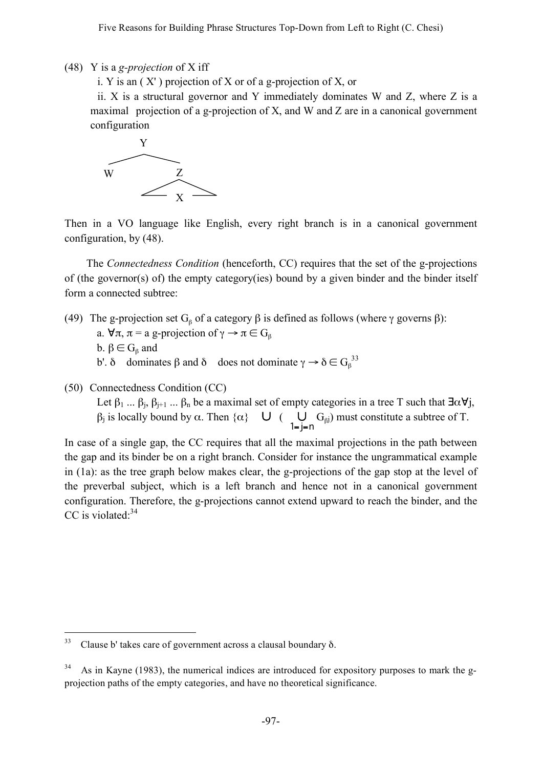(48) Y is a *g-projection* of X iff

i. Y is an ( X' ) projection of X or of a g-projection of X, or

ii. X is a structural governor and Y immediately dominates W and Z, where Z is a maximal projection of a g-projection of X, and W and Z are in a canonical government configuration

```
        Y
      /   \
     W     Z
          / \
           X
```

Then in a VO language like English, every right branch is in a canonical government configuration, by (48).

The *Connectedness Condition* (henceforth, CC) requires that the set of the g-projections of (the governor(s) of) the empty category(ies) bound by a given binder and the binder itself form a connected subtree:

(49) The g-projection set $G_\beta$ of a category $\beta$ is defined as follows (where $\gamma$ governs $\beta$):

a. $\forall\pi$, $\pi$ = a g-projection of $\gamma \rightarrow \pi \in G_\beta$

b. $\beta \in G_\beta$ and

b'. $\delta$ dominates $\beta$ and $\delta$ does not dominate $\gamma \rightarrow \delta \in G_\beta$[33]

(50) Connectedness Condition (CC)

Let $\beta_1 \ldots \beta_j, \beta_{j+1} \ldots \beta_n$ be a maximal set of empty categories in a tree T such that $\exists\alpha\forall j$, $\beta_j$ is locally bound by $\alpha$. Then $\{\alpha\} \cup (\bigcup_{1=j=n} G_{\beta j})$ must constitute a subtree of T.

In case of a single gap, the CC requires that all the maximal projections in the path between the gap and its binder be on a right branch. Consider for instance the ungrammatical example in (1a): as the tree graph below makes clear, the g-projections of the gap stop at the level of the preverbal subject, which is a left branch and hence not in a canonical government configuration. Therefore, the g-projections cannot extend upward to reach the binder, and the CC is violated:[34]

---

[33] Clause b' takes care of government across a clausal boundary $\delta$.

[34] As in Kayne (1983), the numerical indices are introduced for expository purposes to mark the g-projection paths of the empty categories, and have no theoretical significance.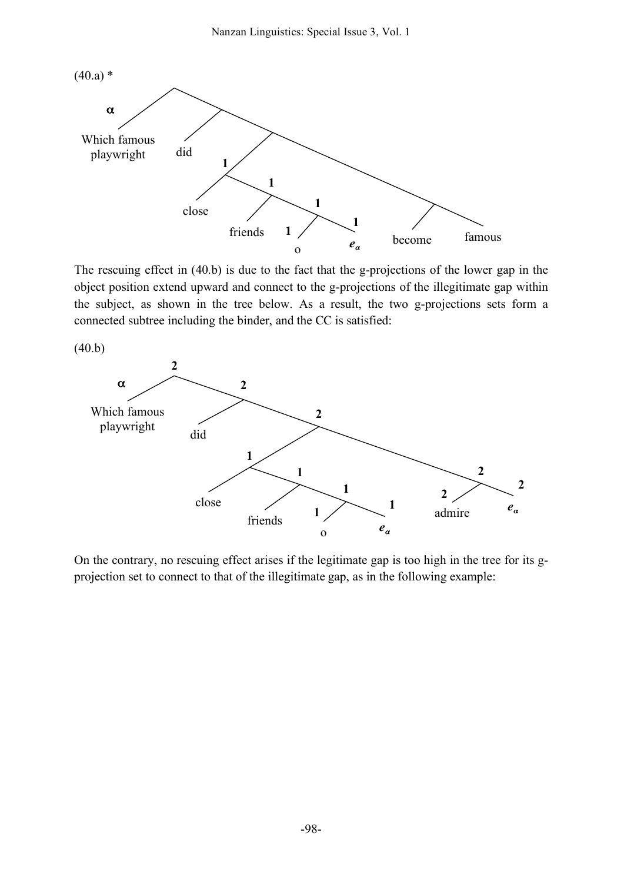(40.a) *

The rescuing effect in (40.b) is due to the fact that the g-projections of the lower gap in the object position extend upward and connect to the g-projections of the illegitimate gap within the subject, as shown in the tree below. As a result, the two g-projections sets form a connected subtree including the binder, and the CC is satisfied:

(40.b)

On the contrary, no rescuing effect arises if the legitimate gap is too high in the tree for its g-projection set to connect to that of the illegitimate gap, as in the following example: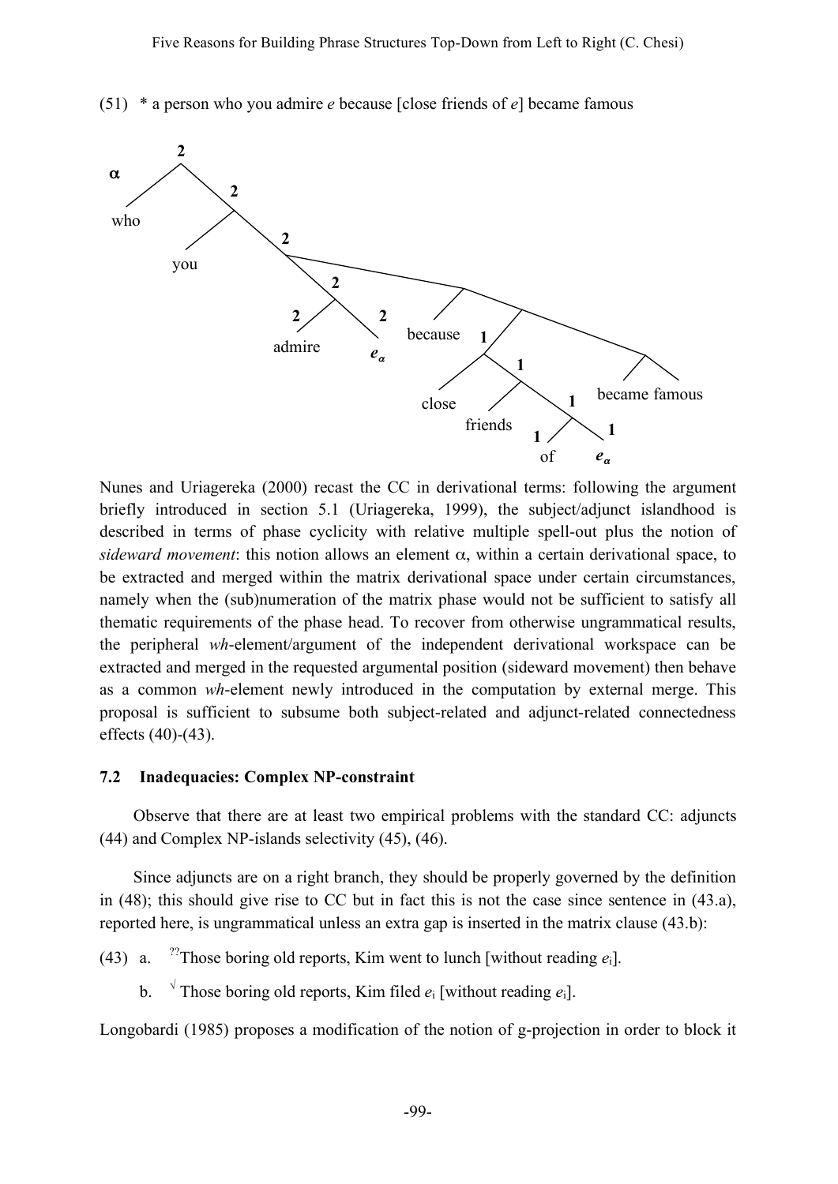(51) * a person who you admire *e* because [close friends of *e*] became famous

Nunes and Uriagereka (2000) recast the CC in derivational terms: following the argument briefly introduced in section 5.1 (Uriagereka, 1999), the subject/adjunct islandhood is described in terms of phase cyclicity with relative multiple spell-out plus the notion of *sideward movement*: this notion allows an element $\alpha$, within a certain derivational space, to be extracted and merged within the matrix derivational space under certain circumstances, namely when the (sub)numeration of the matrix phase would not be sufficient to satisfy all thematic requirements of the phase head. To recover from otherwise ungrammatical results, the peripheral *wh*-element/argument of the independent derivational workspace can be extracted and merged in the requested argumental position (sideward movement) then behave as a common *wh*-element newly introduced in the computation by external merge. This proposal is sufficient to subsume both subject-related and adjunct-related connectedness effects (40)-(43).

### 7.2 Inadequacies: Complex NP-constraint

Observe that there are at least two empirical problems with the standard CC: adjuncts (44) and Complex NP-islands selectivity (45), (46).

Since adjuncts are on a right branch, they should be properly governed by the definition in (48); this should give rise to CC but in fact this is not the case since sentence in (43.a), reported here, is ungrammatical unless an extra gap is inserted in the matrix clause (43.b):

(43) a. ??Those boring old reports, Kim went to lunch [without reading $e_i$].

b. √ Those boring old reports, Kim filed $e_i$ [without reading $e_i$].

Longobardi (1985) proposes a modification of the notion of g-projection in order to block it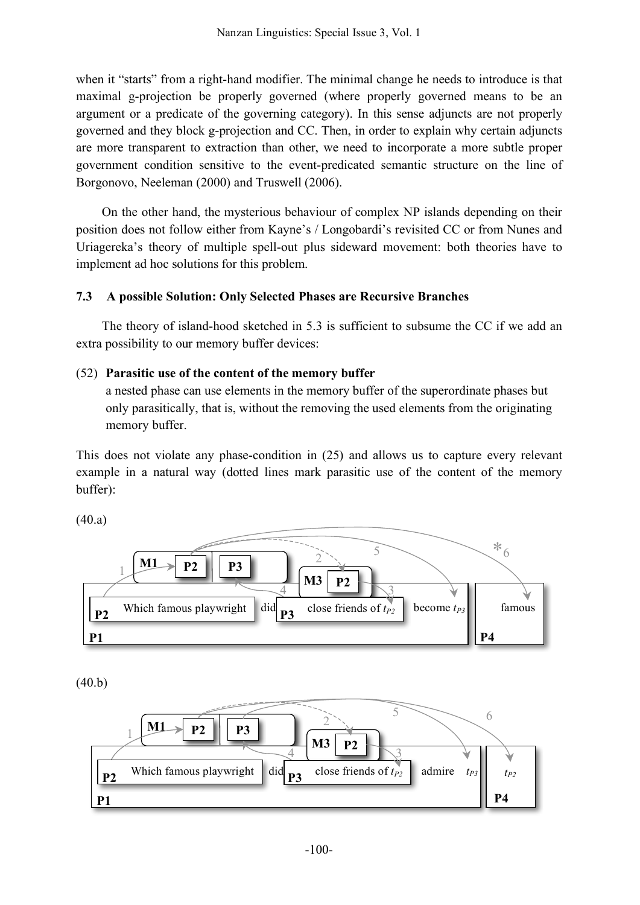when it "starts" from a right-hand modifier. The minimal change he needs to introduce is that maximal g-projection be properly governed (where properly governed means to be an argument or a predicate of the governing category). In this sense adjuncts are not properly governed and they block g-projection and CC. Then, in order to explain why certain adjuncts are more transparent to extraction than other, we need to incorporate a more subtle proper government condition sensitive to the event-predicated semantic structure on the line of Borgonovo, Neeleman (2000) and Truswell (2006).

On the other hand, the mysterious behaviour of complex NP islands depending on their position does not follow either from Kayne's / Longobardi's revisited CC or from Nunes and Uriagereka's theory of multiple spell-out plus sideward movement: both theories have to implement ad hoc solutions for this problem.

### 7.3 A possible Solution: Only Selected Phases are Recursive Branches

The theory of island-hood sketched in 5.3 is sufficient to subsume the CC if we add an extra possibility to our memory buffer devices:

(52) **Parasitic use of the content of the memory buffer**
a nested phase can use elements in the memory buffer of the superordinate phases but only parasitically, that is, without the removing the used elements from the originating memory buffer.

This does not violate any phase-condition in (25) and allows us to capture every relevant example in a natural way (dotted lines mark parasitic use of the content of the memory buffer):

(40.a)

M1 P2 P3 — M3 P2 — 1, 2, 3, 4, 5, *6

**P2** Which famous playwright did **P3** close friends of $t_{P2}$ become $t_{P3}$ | famous

**P1** | **P4**

(40.b)

M1 P2 P3 — M3 P2 — 1, 2, 3, 4, 5, 6

**P2** Which famous playwright did **P3** close friends of $t_{P2}$ admire $t_{P3}$ | $t_{P2}$

**P1** | **P4**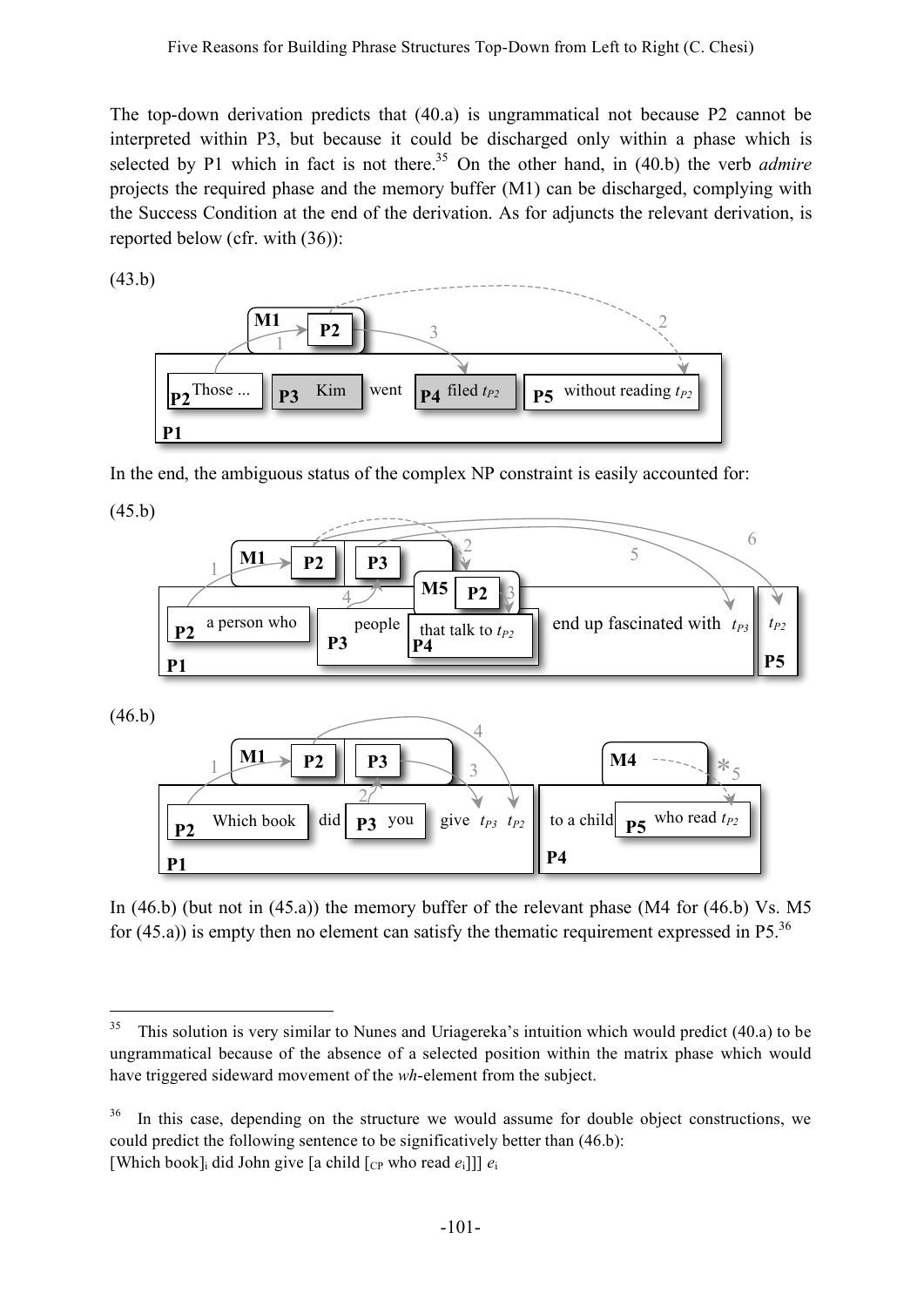The top-down derivation predicts that (40.a) is ungrammatical not because P2 cannot be interpreted within P3, but because it could be discharged only within a phase which is selected by P1 which in fact is not there.[35] On the other hand, in (40.b) the verb *admire* projects the required phase and the memory buffer (M1) can be discharged, complying with the Success Condition at the end of the derivation. As for adjuncts the relevant derivation, is reported below (cfr. with (36)):

(43.b)

In the end, the ambiguous status of the complex NP constraint is easily accounted for:

(45.b)

(46.b)

In (46.b) (but not in (45.a)) the memory buffer of the relevant phase (M4 for (46.b) Vs. M5 for (45.a)) is empty then no element can satisfy the thematic requirement expressed in P5.[36]

---

[35] This solution is very similar to Nunes and Uriagereka's intuition which would predict (40.a) to be ungrammatical because of the absence of a selected position within the matrix phase which would have triggered sideward movement of the *wh*-element from the subject.

[36] In this case, depending on the structure we would assume for double object constructions, we could predict the following sentence to be significatively better than (46.b):
[Which book]$_i$ did John give [a child [$_{CP}$ who read $e_i$]]] $e_i$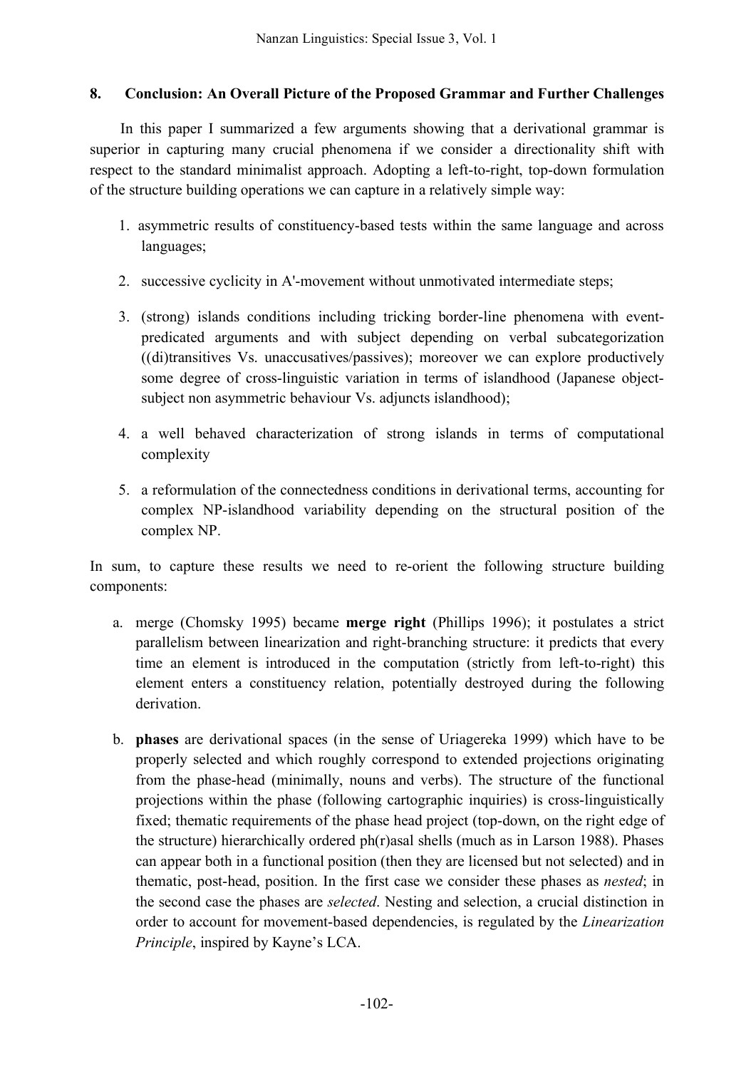## 8. Conclusion: An Overall Picture of the Proposed Grammar and Further Challenges

In this paper I summarized a few arguments showing that a derivational grammar is superior in capturing many crucial phenomena if we consider a directionality shift with respect to the standard minimalist approach. Adopting a left-to-right, top-down formulation of the structure building operations we can capture in a relatively simple way:

1. asymmetric results of constituency-based tests within the same language and across languages;
2. successive cyclicity in A'-movement without unmotivated intermediate steps;
3. (strong) islands conditions including tricking border-line phenomena with event-predicated arguments and with subject depending on verbal subcategorization ((di)transitives Vs. unaccusatives/passives); moreover we can explore productively some degree of cross-linguistic variation in terms of islandhood (Japanese object-subject non asymmetric behaviour Vs. adjuncts islandhood);
4. a well behaved characterization of strong islands in terms of computational complexity
5. a reformulation of the connectedness conditions in derivational terms, accounting for complex NP-islandhood variability depending on the structural position of the complex NP.

In sum, to capture these results we need to re-orient the following structure building components:

a. merge (Chomsky 1995) became **merge right** (Phillips 1996); it postulates a strict parallelism between linearization and right-branching structure: it predicts that every time an element is introduced in the computation (strictly from left-to-right) this element enters a constituency relation, potentially destroyed during the following derivation.

b. **phases** are derivational spaces (in the sense of Uriagereka 1999) which have to be properly selected and which roughly correspond to extended projections originating from the phase-head (minimally, nouns and verbs). The structure of the functional projections within the phase (following cartographic inquiries) is cross-linguistically fixed; thematic requirements of the phase head project (top-down, on the right edge of the structure) hierarchically ordered ph(r)asal shells (much as in Larson 1988). Phases can appear both in a functional position (then they are licensed but not selected) and in thematic, post-head, position. In the first case we consider these phases as *nested*; in the second case the phases are *selected*. Nesting and selection, a crucial distinction in order to account for movement-based dependencies, is regulated by the *Linearization Principle*, inspired by Kayne's LCA.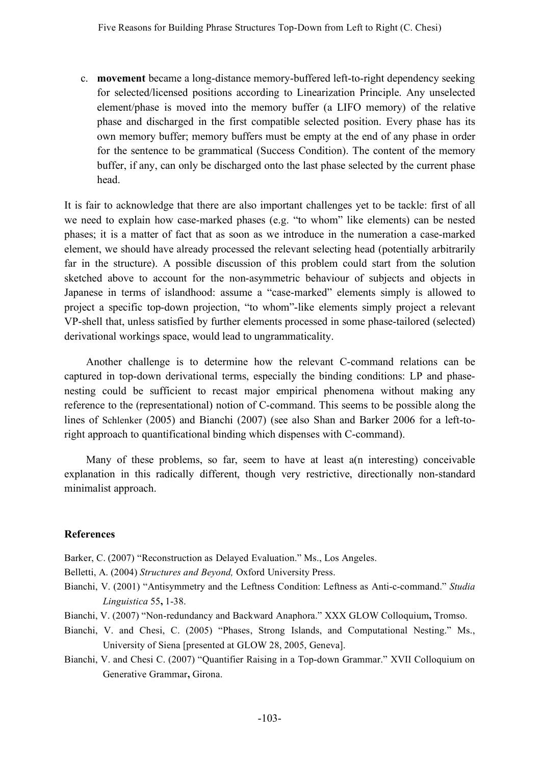c. **movement** became a long-distance memory-buffered left-to-right dependency seeking for selected/licensed positions according to Linearization Principle. Any unselected element/phase is moved into the memory buffer (a LIFO memory) of the relative phase and discharged in the first compatible selected position. Every phase has its own memory buffer; memory buffers must be empty at the end of any phase in order for the sentence to be grammatical (Success Condition). The content of the memory buffer, if any, can only be discharged onto the last phase selected by the current phase head.

It is fair to acknowledge that there are also important challenges yet to be tackle: first of all we need to explain how case-marked phases (e.g. "to whom" like elements) can be nested phases; it is a matter of fact that as soon as we introduce in the numeration a case-marked element, we should have already processed the relevant selecting head (potentially arbitrarily far in the structure). A possible discussion of this problem could start from the solution sketched above to account for the non-asymmetric behaviour of subjects and objects in Japanese in terms of islandhood: assume a "case-marked" elements simply is allowed to project a specific top-down projection, "to whom"-like elements simply project a relevant VP-shell that, unless satisfied by further elements processed in some phase-tailored (selected) derivational workings space, would lead to ungrammaticality.

Another challenge is to determine how the relevant C-command relations can be captured in top-down derivational terms, especially the binding conditions: LP and phase-nesting could be sufficient to recast major empirical phenomena without making any reference to the (representational) notion of C-command. This seems to be possible along the lines of Schlenker (2005) and Bianchi (2007) (see also Shan and Barker 2006 for a left-to-right approach to quantificational binding which dispenses with C-command).

Many of these problems, so far, seem to have at least a(n interesting) conceivable explanation in this radically different, though very restrictive, directionally non-standard minimalist approach.

## References

Barker, C. (2007) "Reconstruction as Delayed Evaluation." Ms., Los Angeles.

Belletti, A. (2004) *Structures and Beyond,* Oxford University Press.

Bianchi, V. (2001) "Antisymmetry and the Leftness Condition: Leftness as Anti-c-command." *Studia Linguistica* 55**,** 1-38.

Bianchi, V. (2007) "Non-redundancy and Backward Anaphora." XXX GLOW Colloquium**,** Tromso.

Bianchi, V. and Chesi, C. (2005) "Phases, Strong Islands, and Computational Nesting." Ms., University of Siena [presented at GLOW 28, 2005, Geneva].

Bianchi, V. and Chesi C. (2007) "Quantifier Raising in a Top-down Grammar." XVII Colloquium on Generative Grammar**,** Girona.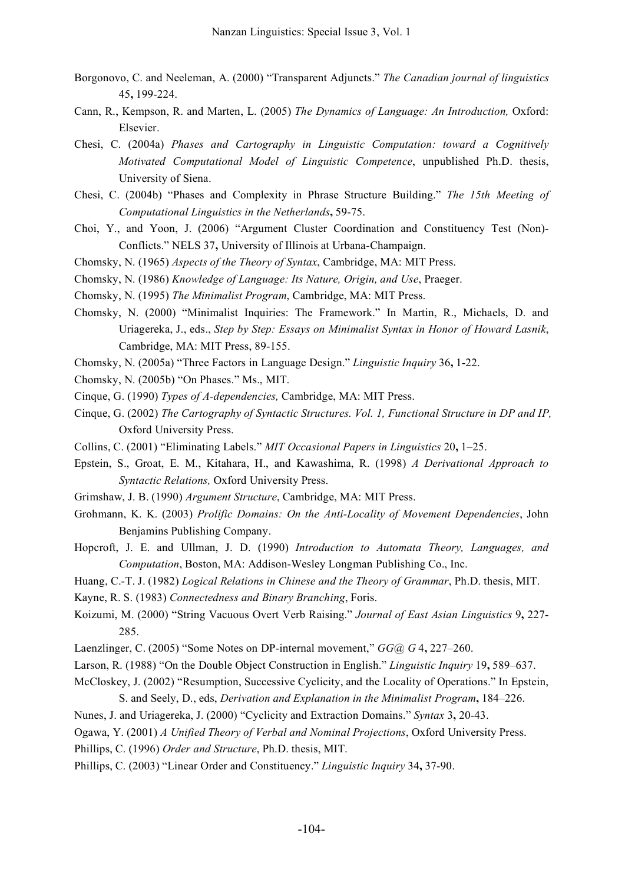Borgonovo, C. and Neeleman, A. (2000) "Transparent Adjuncts." *The Canadian journal of linguistics* 45**,** 199-224.

Cann, R., Kempson, R. and Marten, L. (2005) *The Dynamics of Language: An Introduction,* Oxford: Elsevier.

Chesi, C. (2004a) *Phases and Cartography in Linguistic Computation: toward a Cognitively Motivated Computational Model of Linguistic Competence*, unpublished Ph.D. thesis, University of Siena.

Chesi, C. (2004b) "Phases and Complexity in Phrase Structure Building." *The 15th Meeting of Computational Linguistics in the Netherlands***,** 59-75.

Choi, Y., and Yoon, J. (2006) "Argument Cluster Coordination and Constituency Test (Non)-Conflicts." NELS 37**,** University of Illinois at Urbana-Champaign.

Chomsky, N. (1965) *Aspects of the Theory of Syntax*, Cambridge, MA: MIT Press.

Chomsky, N. (1986) *Knowledge of Language: Its Nature, Origin, and Use*, Praeger.

Chomsky, N. (1995) *The Minimalist Program*, Cambridge, MA: MIT Press.

Chomsky, N. (2000) "Minimalist Inquiries: The Framework." In Martin, R., Michaels, D. and Uriagereka, J., eds., *Step by Step: Essays on Minimalist Syntax in Honor of Howard Lasnik*, Cambridge, MA: MIT Press, 89-155.

Chomsky, N. (2005a) "Three Factors in Language Design." *Linguistic Inquiry* 36**,** 1-22.

Chomsky, N. (2005b) "On Phases." Ms., MIT.

Cinque, G. (1990) *Types of A-dependencies,* Cambridge, MA: MIT Press.

Cinque, G. (2002) *The Cartography of Syntactic Structures. Vol. 1, Functional Structure in DP and IP,* Oxford University Press.

Collins, C. (2001) "Eliminating Labels." *MIT Occasional Papers in Linguistics* 20**,** 1–25.

Epstein, S., Groat, E. M., Kitahara, H., and Kawashima, R. (1998) *A Derivational Approach to Syntactic Relations,* Oxford University Press.

Grimshaw, J. B. (1990) *Argument Structure*, Cambridge, MA: MIT Press.

Grohmann, K. K. (2003) *Prolific Domains: On the Anti-Locality of Movement Dependencies*, John Benjamins Publishing Company.

Hopcroft, J. E. and Ullman, J. D. (1990) *Introduction to Automata Theory, Languages, and Computation*, Boston, MA: Addison-Wesley Longman Publishing Co., Inc.

Huang, C.-T. J. (1982) *Logical Relations in Chinese and the Theory of Grammar*, Ph.D. thesis, MIT.

Kayne, R. S. (1983) *Connectedness and Binary Branching*, Foris.

Koizumi, M. (2000) "String Vacuous Overt Verb Raising." *Journal of East Asian Linguistics* 9**,** 227-285.

Laenzlinger, C. (2005) "Some Notes on DP-internal movement," *GG@ G* 4**,** 227–260.

Larson, R. (1988) "On the Double Object Construction in English." *Linguistic Inquiry* 19**,** 589–637.

McCloskey, J. (2002) "Resumption, Successive Cyclicity, and the Locality of Operations." In Epstein, S. and Seely, D., eds, *Derivation and Explanation in the Minimalist Program***,** 184–226.

Nunes, J. and Uriagereka, J. (2000) "Cyclicity and Extraction Domains." *Syntax* 3**,** 20-43.

Ogawa, Y. (2001) *A Unified Theory of Verbal and Nominal Projections*, Oxford University Press.

Phillips, C. (1996) *Order and Structure*, Ph.D. thesis, MIT.

Phillips, C. (2003) "Linear Order and Constituency." *Linguistic Inquiry* 34**,** 37-90.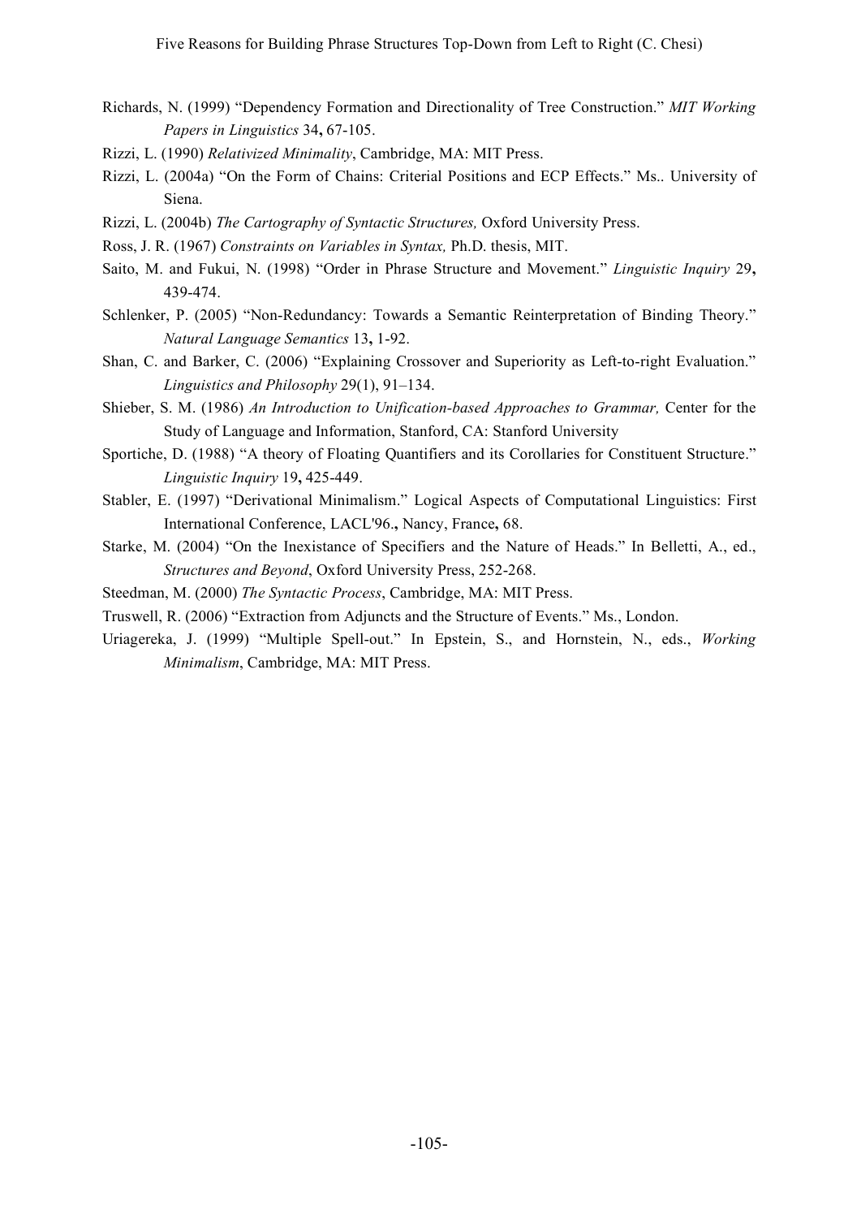Richards, N. (1999) "Dependency Formation and Directionality of Tree Construction." *MIT Working Papers in Linguistics* 34**,** 67-105.

Rizzi, L. (1990) *Relativized Minimality*, Cambridge, MA: MIT Press.

Rizzi, L. (2004a) "On the Form of Chains: Criterial Positions and ECP Effects." Ms.. University of Siena.

Rizzi, L. (2004b) *The Cartography of Syntactic Structures,* Oxford University Press.

Ross, J. R. (1967) *Constraints on Variables in Syntax,* Ph.D. thesis, MIT.

Saito, M. and Fukui, N. (1998) "Order in Phrase Structure and Movement." *Linguistic Inquiry* 29**,** 439-474.

Schlenker, P. (2005) "Non-Redundancy: Towards a Semantic Reinterpretation of Binding Theory." *Natural Language Semantics* 13**,** 1-92.

Shan, C. and Barker, C. (2006) "Explaining Crossover and Superiority as Left-to-right Evaluation." *Linguistics and Philosophy* 29(1), 91–134.

Shieber, S. M. (1986) *An Introduction to Unification-based Approaches to Grammar,* Center for the Study of Language and Information, Stanford, CA: Stanford University

Sportiche, D. (1988) "A theory of Floating Quantifiers and its Corollaries for Constituent Structure." *Linguistic Inquiry* 19**,** 425-449.

Stabler, E. (1997) "Derivational Minimalism." Logical Aspects of Computational Linguistics: First International Conference, LACL'96.**,** Nancy, France**,** 68.

Starke, M. (2004) "On the Inexistance of Specifiers and the Nature of Heads." In Belletti, A., ed., *Structures and Beyond*, Oxford University Press, 252-268.

Steedman, M. (2000) *The Syntactic Process*, Cambridge, MA: MIT Press.

Truswell, R. (2006) "Extraction from Adjuncts and the Structure of Events." Ms., London.

Uriagereka, J. (1999) "Multiple Spell-out." In Epstein, S., and Hornstein, N., eds., *Working Minimalism*, Cambridge, MA: MIT Press.